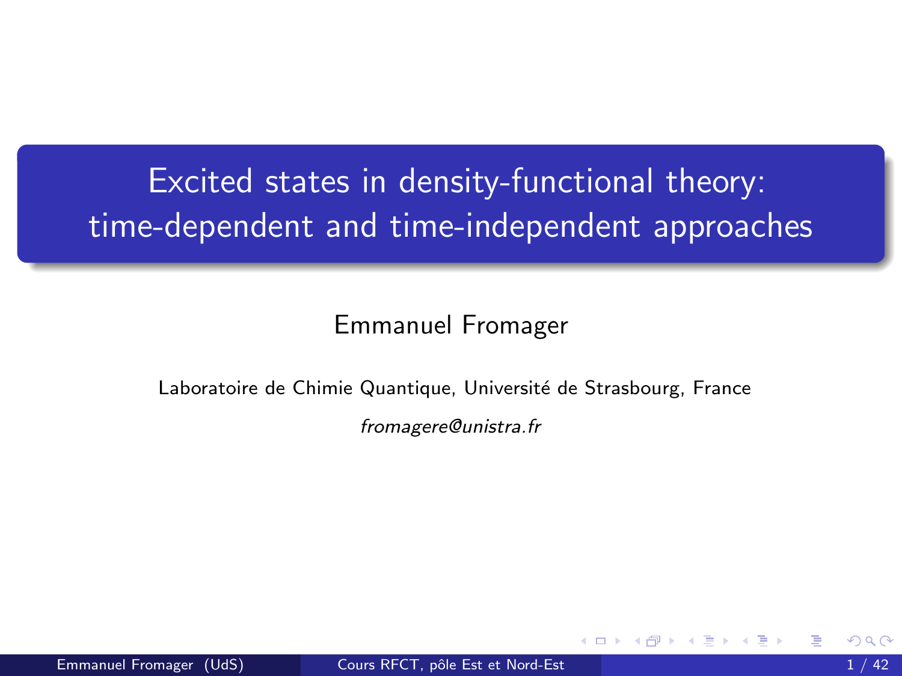# Excited states in density-functional theory: time-dependent and time-independent approaches

Emmanuel Fromager

Laboratoire de Chimie Quantique, Université de Strasbourg, France

*fromagere@unistra.fr*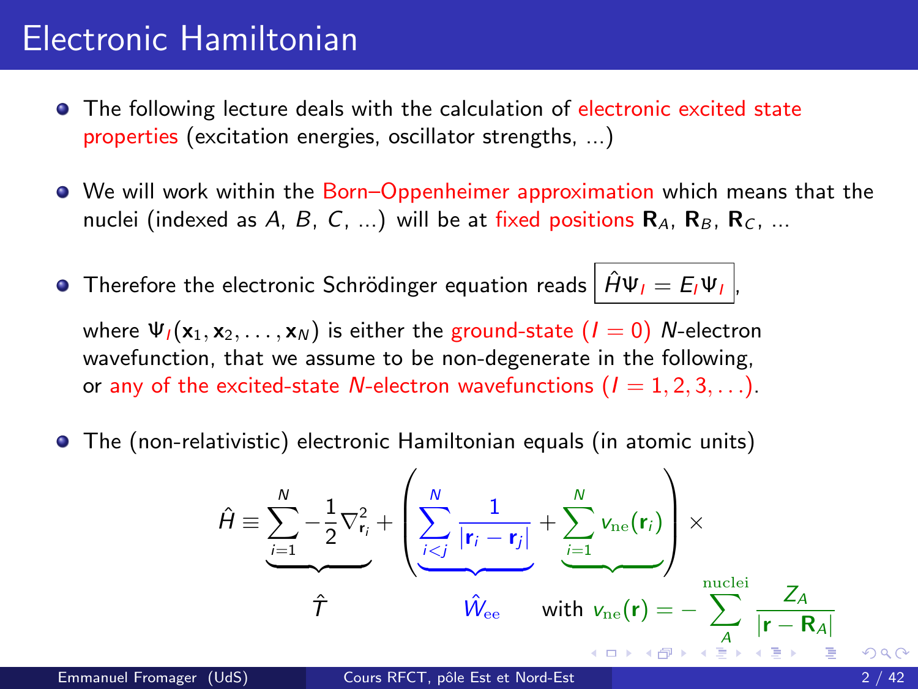# Electronic Hamiltonian

- The following lecture deals with the calculation of electronic excited state properties (excitation energies, oscillator strengths, ...)

- We will work within the Born–Oppenheimer approximation which means that the nuclei (indexed as $A$, $B$, $C$, ...) will be at fixed positions $\mathbf{R}_A$, $\mathbf{R}_B$, $\mathbf{R}_C$, ...

- Therefore the electronic Schrödinger equation reads $\boxed{\hat{H}\Psi_I = E_I\Psi_I}$,

  where $\Psi_I(\mathbf{x}_1, \mathbf{x}_2, \ldots, \mathbf{x}_N)$ is either the ground-state ($I = 0$) $N$-electron wavefunction, that we assume to be non-degenerate in the following, or any of the excited-state $N$-electron wavefunctions ($I = 1, 2, 3, \ldots$).

- The (non-relativistic) electronic Hamiltonian equals (in atomic units)

$$
\hat{H} \equiv \underbrace{\sum_{i=1}^{N} -\frac{1}{2}\nabla^2_{\mathbf{r}_i}}_{\hat{T}} + \left( \underbrace{\sum_{i<j}^{N} \frac{1}{|\mathbf{r}_i - \mathbf{r}_j|}}_{\hat{W}_{\rm ee}} + \underbrace{\sum_{i=1}^{N} v_{\rm ne}(\mathbf{r}_i)}_{} \right) \times
$$

$$
\text{with } v_{\rm ne}(\mathbf{r}) = -\sum_{A}^{\rm nuclei} \frac{Z_A}{|\mathbf{r} - \mathbf{R}_A|}
$$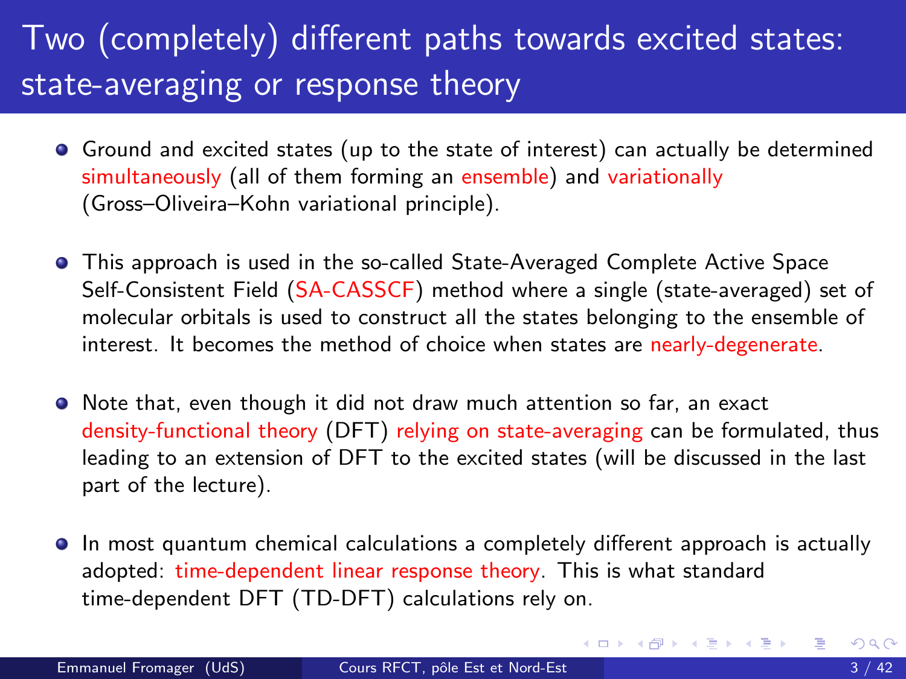# Two (completely) different paths towards excited states: state-averaging or response theory

- Ground and excited states (up to the state of interest) can actually be determined simultaneously (all of them forming an ensemble) and variationally (Gross–Oliveira–Kohn variational principle).

- This approach is used in the so-called State-Averaged Complete Active Space Self-Consistent Field (SA-CASSCF) method where a single (state-averaged) set of molecular orbitals is used to construct all the states belonging to the ensemble of interest. It becomes the method of choice when states are nearly-degenerate.

- Note that, even though it did not draw much attention so far, an exact density-functional theory (DFT) relying on state-averaging can be formulated, thus leading to an extension of DFT to the excited states (will be discussed in the last part of the lecture).

- In most quantum chemical calculations a completely different approach is actually adopted: time-dependent linear response theory. This is what standard time-dependent DFT (TD-DFT) calculations rely on.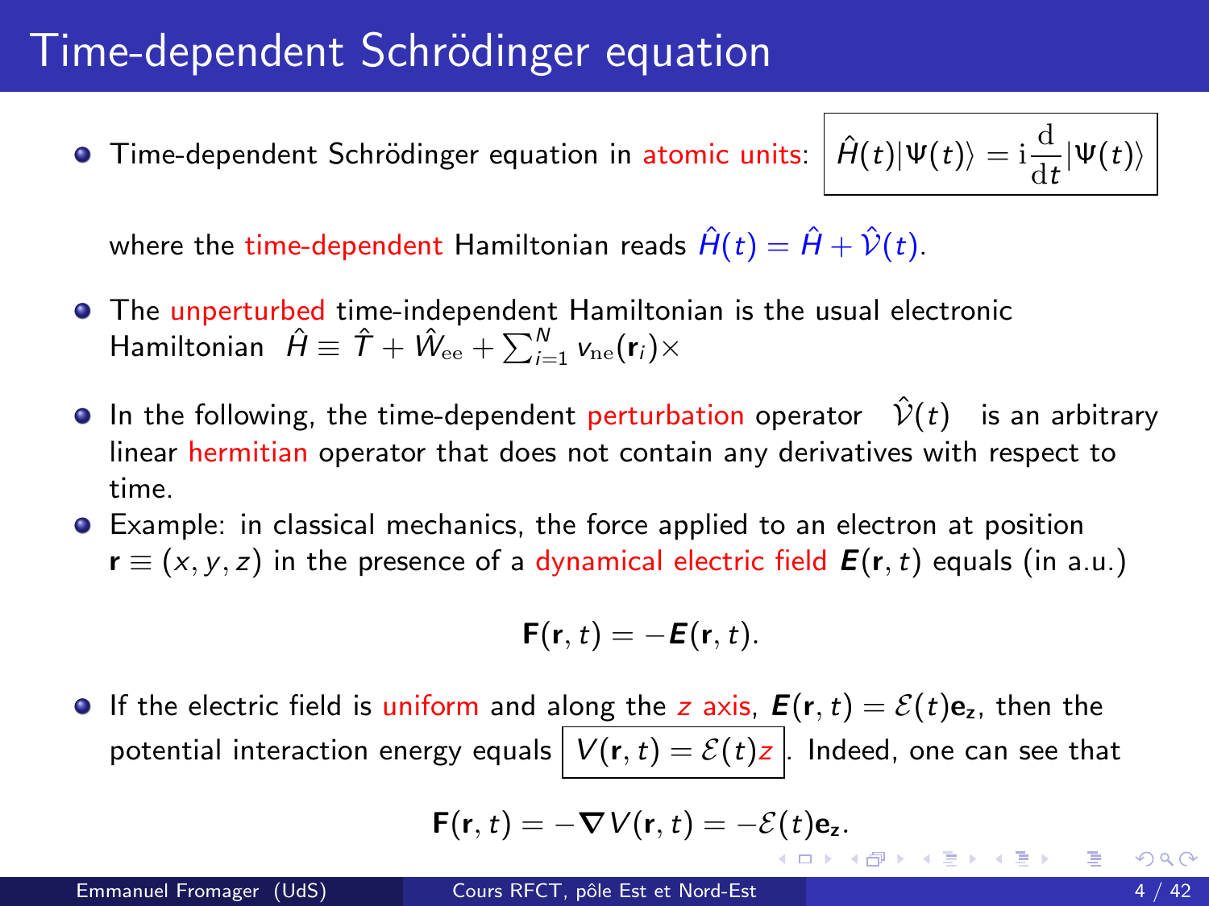# Time-dependent Schrödinger equation

- Time-dependent Schrödinger equation in atomic units: $\boxed{\hat{H}(t)|\Psi(t)\rangle = \mathrm{i}\dfrac{\mathrm{d}}{\mathrm{d}t}|\Psi(t)\rangle}$

  where the time-dependent Hamiltonian reads $\hat{H}(t) = \hat{H} + \hat{\mathcal{V}}(t)$.

- The unperturbed time-independent Hamiltonian is the usual electronic Hamiltonian $\hat{H} \equiv \hat{T} + \hat{W}_{\rm ee} + \sum_{i=1}^{N} v_{\rm ne}(\mathbf{r}_i)\times$

- In the following, the time-dependent perturbation operator $\hat{\mathcal{V}}(t)$ is an arbitrary linear hermitian operator that does not contain any derivatives with respect to time.

- Example: in classical mechanics, the force applied to an electron at position $\mathbf{r} \equiv (x, y, z)$ in the presence of a dynamical electric field $\boldsymbol{E}(\mathbf{r}, t)$ equals (in a.u.)

$$\mathbf{F}(\mathbf{r}, t) = -\boldsymbol{E}(\mathbf{r}, t).$$

- If the electric field is uniform and along the $z$ axis, $\boldsymbol{E}(\mathbf{r}, t) = \mathcal{E}(t)\mathbf{e_z}$, then the potential interaction energy equals $\boxed{V(\mathbf{r}, t) = \mathcal{E}(t)z}$. Indeed, one can see that

$$\mathbf{F}(\mathbf{r}, t) = -\boldsymbol{\nabla} V(\mathbf{r}, t) = -\mathcal{E}(t)\mathbf{e_z}.$$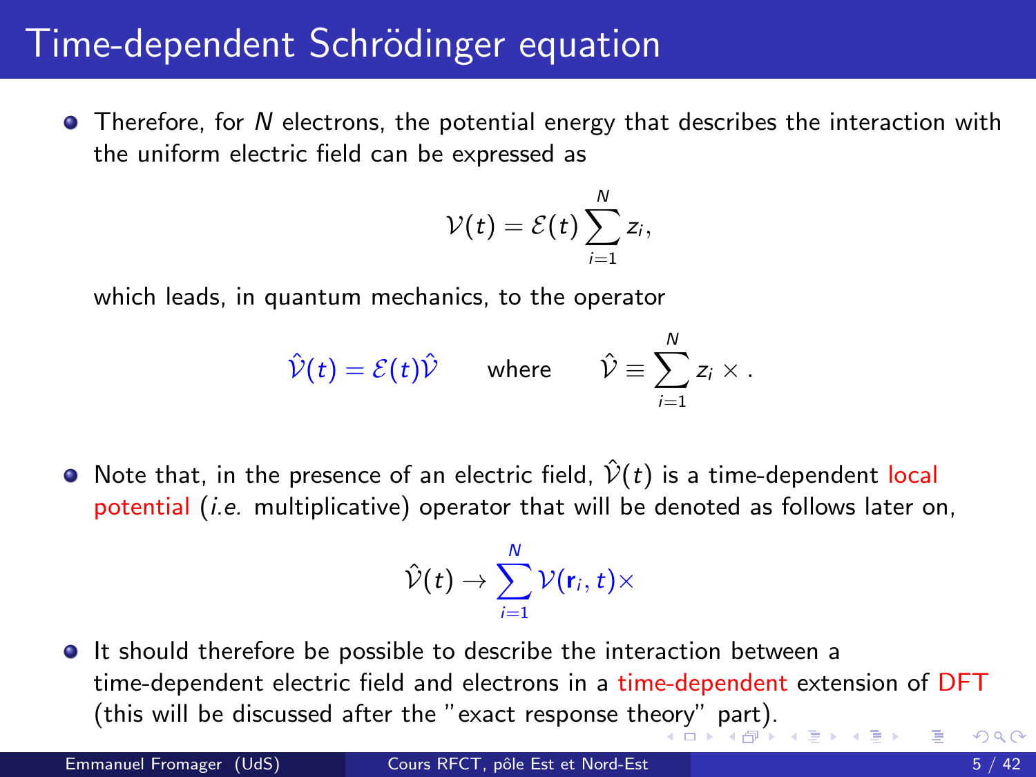# Time-dependent Schrödinger equation

- Therefore, for $N$ electrons, the potential energy that describes the interaction with the uniform electric field can be expressed as

$$\mathcal{V}(t) = \mathcal{E}(t) \sum_{i=1}^{N} z_i,$$

which leads, in quantum mechanics, to the operator

$$\hat{\mathcal{V}}(t) = \mathcal{E}(t)\hat{\mathcal{V}} \qquad \text{where} \qquad \hat{\mathcal{V}} \equiv \sum_{i=1}^{N} z_i \times .$$

- Note that, in the presence of an electric field, $\hat{\mathcal{V}}(t)$ is a time-dependent local potential (*i.e.* multiplicative) operator that will be denoted as follows later on,

$$\hat{\mathcal{V}}(t) \rightarrow \sum_{i=1}^{N} \mathcal{V}(\mathbf{r}_i, t)\times$$

- It should therefore be possible to describe the interaction between a time-dependent electric field and electrons in a time-dependent extension of DFT (this will be discussed after the "exact response theory" part).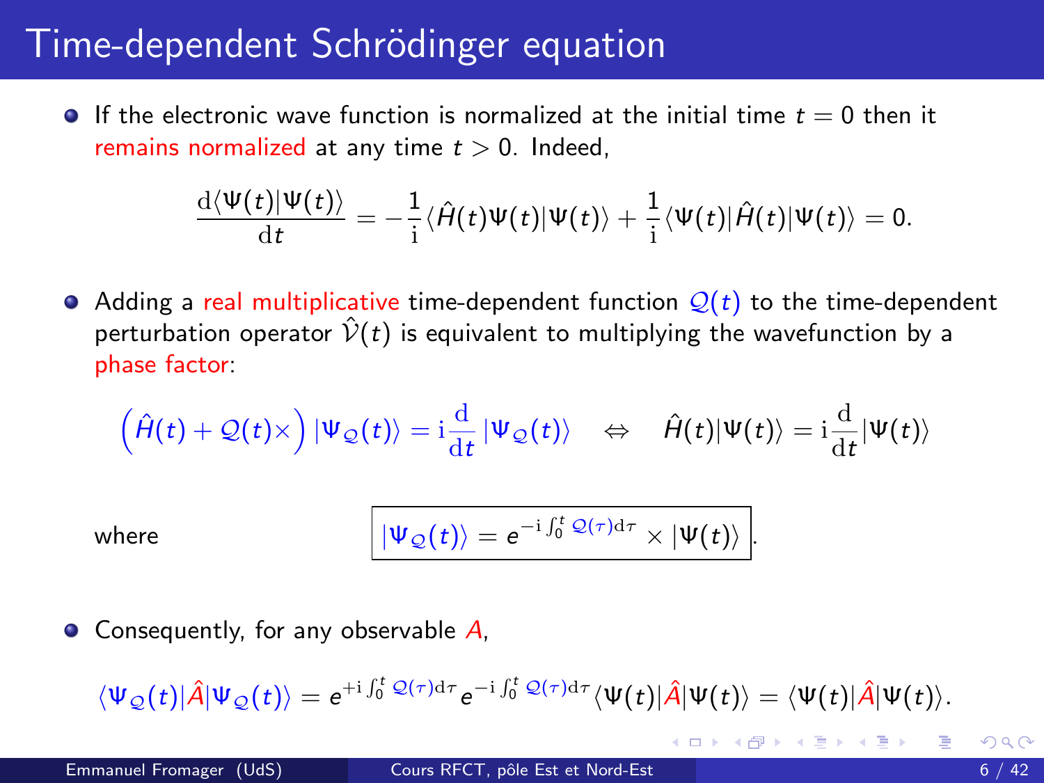# Time-dependent Schrödinger equation

- If the electronic wave function is normalized at the initial time $t = 0$ then it remains normalized at any time $t > 0$. Indeed,

$$\frac{\mathrm{d}\langle\Psi(t)|\Psi(t)\rangle}{\mathrm{d}t} = -\frac{1}{\mathrm{i}}\langle\hat{H}(t)\Psi(t)|\Psi(t)\rangle + \frac{1}{\mathrm{i}}\langle\Psi(t)|\hat{H}(t)|\Psi(t)\rangle = 0.$$

- Adding a real multiplicative time-dependent function $\mathcal{Q}(t)$ to the time-dependent perturbation operator $\hat{\mathcal{V}}(t)$ is equivalent to multiplying the wavefunction by a phase factor:

$$\left(\hat{H}(t) + \mathcal{Q}(t)\times\right)|\Psi_{\mathcal{Q}}(t)\rangle = \mathrm{i}\frac{\mathrm{d}}{\mathrm{d}t}|\Psi_{\mathcal{Q}}(t)\rangle \quad \Leftrightarrow \quad \hat{H}(t)|\Psi(t)\rangle = \mathrm{i}\frac{\mathrm{d}}{\mathrm{d}t}|\Psi(t)\rangle$$

where

$$\boxed{|\Psi_{\mathcal{Q}}(t)\rangle = e^{-\mathrm{i}\int_0^t \mathcal{Q}(\tau)\mathrm{d}\tau} \times |\Psi(t)\rangle}.$$

- Consequently, for any observable $A$,

$$\langle\Psi_{\mathcal{Q}}(t)|\hat{A}|\Psi_{\mathcal{Q}}(t)\rangle = e^{+\mathrm{i}\int_0^t \mathcal{Q}(\tau)\mathrm{d}\tau}e^{-\mathrm{i}\int_0^t \mathcal{Q}(\tau)\mathrm{d}\tau}\langle\Psi(t)|\hat{A}|\Psi(t)\rangle = \langle\Psi(t)|\hat{A}|\Psi(t)\rangle.$$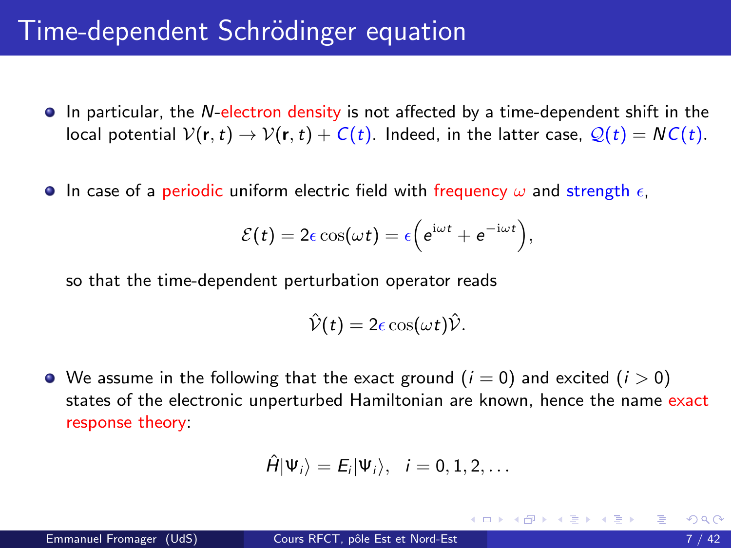# Time-dependent Schrödinger equation

- In particular, the $N$-electron density is not affected by a time-dependent shift in the local potential $\mathcal{V}(\mathbf{r}, t) \rightarrow \mathcal{V}(\mathbf{r}, t) + C(t)$. Indeed, in the latter case, $\mathcal{Q}(t) = NC(t)$.

- In case of a periodic uniform electric field with frequency $\omega$ and strength $\epsilon$,

$$\mathcal{E}(t) = 2\epsilon \cos(\omega t) = \epsilon\Big(e^{\mathrm{i}\omega t} + e^{-\mathrm{i}\omega t}\Big),$$

  so that the time-dependent perturbation operator reads

$$\hat{\mathcal{V}}(t) = 2\epsilon \cos(\omega t)\hat{\mathcal{V}}.$$

- We assume in the following that the exact ground ($i = 0$) and excited ($i > 0$) states of the electronic unperturbed Hamiltonian are known, hence the name exact response theory:

$$\hat{H}|\Psi_i\rangle = E_i|\Psi_i\rangle, \quad i = 0, 1, 2, \ldots$$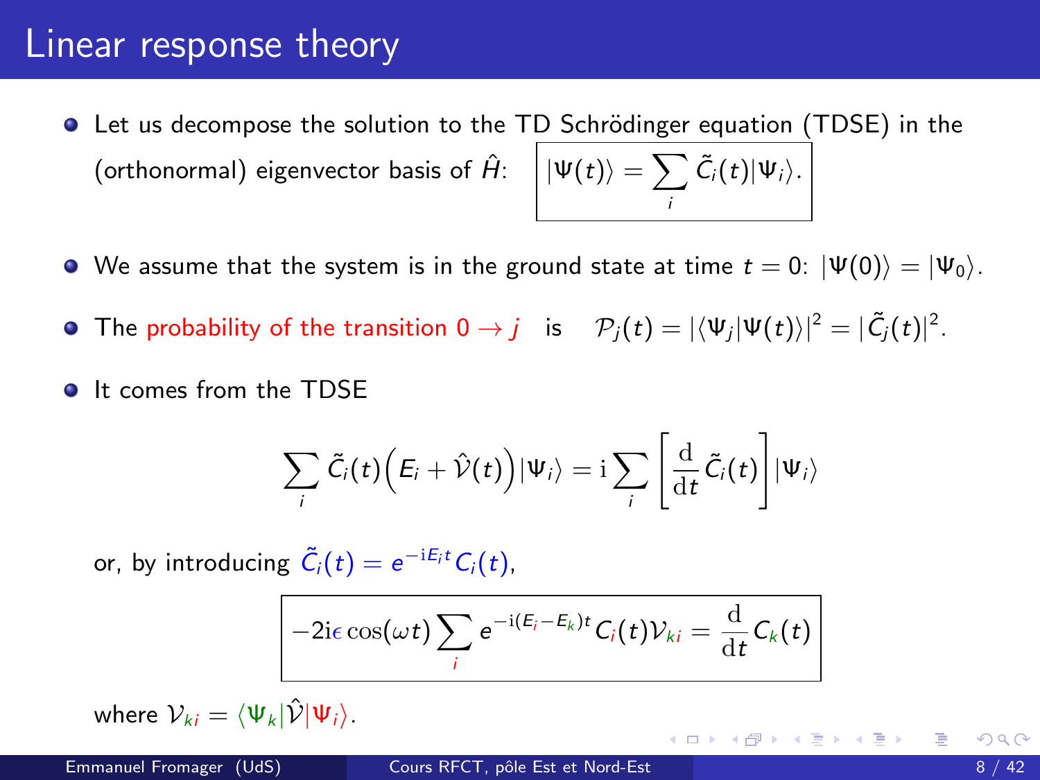# Linear response theory

- Let us decompose the solution to the TD Schrödinger equation (TDSE) in the (orthonormal) eigenvector basis of $\hat{H}$: $$\boxed{|\Psi(t)\rangle = \sum_i \tilde{C}_i(t)|\Psi_i\rangle.}$$

- We assume that the system is in the ground state at time $t = 0$: $|\Psi(0)\rangle = |\Psi_0\rangle$.

- The probability of the transition $0 \rightarrow j$ is $\mathcal{P}_j(t) = |\langle\Psi_j|\Psi(t)\rangle|^2 = |\tilde{C}_j(t)|^2$.

- It comes from the TDSE

$$\sum_i \tilde{C}_i(t)\Big(E_i + \hat{\mathcal{V}}(t)\Big)|\Psi_i\rangle = \mathrm{i}\sum_i \left[\frac{\mathrm{d}}{\mathrm{d}t}\tilde{C}_i(t)\right]|\Psi_i\rangle$$

or, by introducing $\tilde{C}_i(t) = e^{-\mathrm{i}E_i t}C_i(t)$,

$$\boxed{-2\mathrm{i}\epsilon\cos(\omega t)\sum_i e^{-\mathrm{i}(E_i - E_k)t}C_i(t)\mathcal{V}_{ki} = \frac{\mathrm{d}}{\mathrm{d}t}C_k(t)}$$

where $\mathcal{V}_{ki} = \langle\Psi_k|\hat{\mathcal{V}}|\Psi_i\rangle$.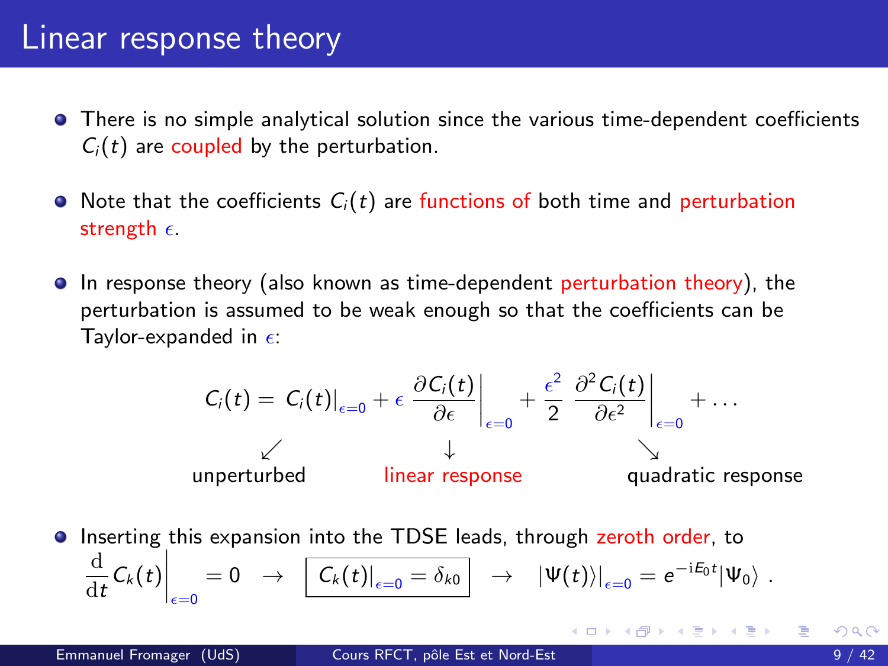# Linear response theory

- There is no simple analytical solution since the various time-dependent coefficients $C_i(t)$ are coupled by the perturbation.

- Note that the coefficients $C_i(t)$ are functions of both time and perturbation strength $\epsilon$.

- In response theory (also known as time-dependent perturbation theory), the perturbation is assumed to be weak enough so that the coefficients can be Taylor-expanded in $\epsilon$:

$$C_i(t) = \underbrace{C_i(t)\big|_{\epsilon=0}}_{\text{unperturbed}} + \underbrace{\epsilon \left.\frac{\partial C_i(t)}{\partial \epsilon}\right|_{\epsilon=0}}_{\text{linear response}} + \underbrace{\frac{\epsilon^2}{2} \left.\frac{\partial^2 C_i(t)}{\partial \epsilon^2}\right|_{\epsilon=0}}_{\text{quadratic response}} + \ldots$$

- Inserting this expansion into the TDSE leads, through zeroth order, to

$$\left.\frac{\mathrm{d}}{\mathrm{d}t} C_k(t)\right|_{\epsilon=0} = 0 \quad \rightarrow \quad \boxed{C_k(t)\big|_{\epsilon=0} = \delta_{k0}} \quad \rightarrow \quad |\Psi(t)\rangle\big|_{\epsilon=0} = e^{-\mathrm{i}E_0 t}|\Psi_0\rangle \;.$$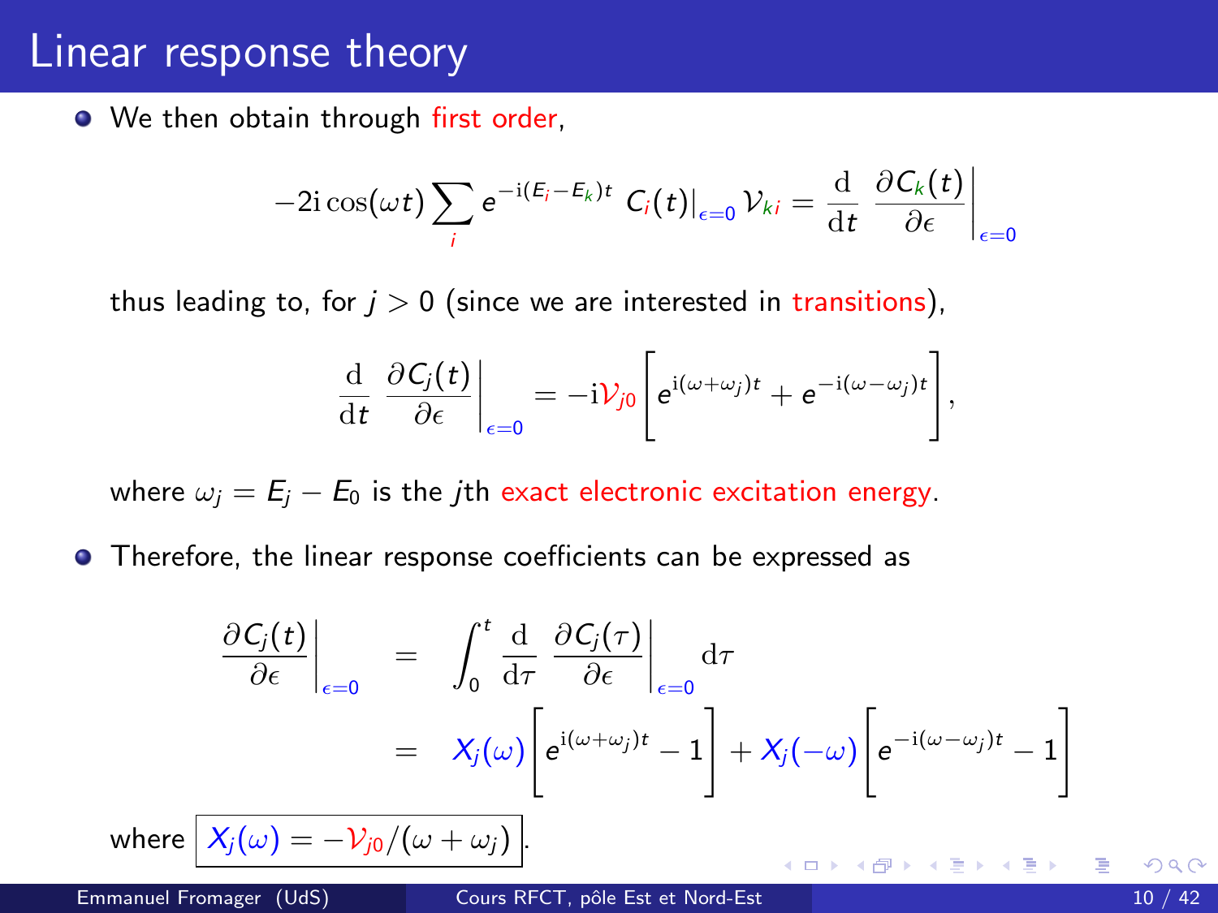# Linear response theory

- We then obtain through first order,

$$-2\mathrm{i}\cos(\omega t)\sum_{i} e^{-\mathrm{i}(E_i-E_k)t}\; C_i(t)\big|_{\epsilon=0}\,\mathcal{V}_{ki} = \frac{\mathrm{d}}{\mathrm{d}t}\;\frac{\partial C_k(t)}{\partial \epsilon}\bigg|_{\epsilon=0}$$

thus leading to, for $j > 0$ (since we are interested in transitions),

$$\frac{\mathrm{d}}{\mathrm{d}t}\;\frac{\partial C_j(t)}{\partial \epsilon}\bigg|_{\epsilon=0} = -\mathrm{i}\mathcal{V}_{j0}\left[e^{\mathrm{i}(\omega+\omega_j)t} + e^{-\mathrm{i}(\omega-\omega_j)t}\right],$$

where $\omega_j = E_j - E_0$ is the $j$th exact electronic excitation energy.

- Therefore, the linear response coefficients can be expressed as

$$\begin{aligned}
\frac{\partial C_j(t)}{\partial \epsilon}\bigg|_{\epsilon=0} &= \int_0^t \frac{\mathrm{d}}{\mathrm{d}\tau}\;\frac{\partial C_j(\tau)}{\partial \epsilon}\bigg|_{\epsilon=0}\mathrm{d}\tau \\
&= X_j(\omega)\left[e^{\mathrm{i}(\omega+\omega_j)t} - 1\right] + X_j(-\omega)\left[e^{-\mathrm{i}(\omega-\omega_j)t} - 1\right]
\end{aligned}$$

where $\boxed{X_j(\omega) = -\mathcal{V}_{j0}/(\omega+\omega_j)}$.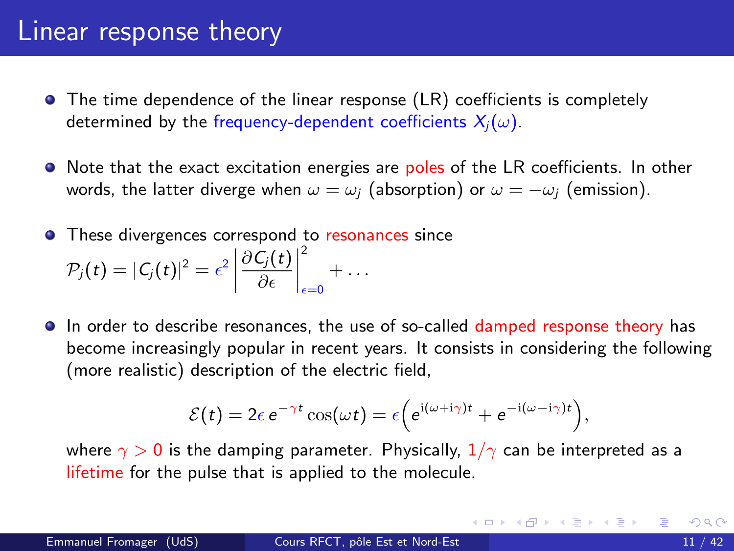# Linear response theory

- The time dependence of the linear response (LR) coefficients is completely determined by the frequency-dependent coefficients $X_j(\omega)$.

- Note that the exact excitation energies are poles of the LR coefficients. In other words, the latter diverge when $\omega = \omega_j$ (absorption) or $\omega = -\omega_j$ (emission).

- These divergences correspond to resonances since
$\mathcal{P}_j(t) = |C_j(t)|^2 = \epsilon^2 \left| \dfrac{\partial C_j(t)}{\partial \epsilon} \right|^2_{\epsilon=0} + \ldots$

- In order to describe resonances, the use of so-called damped response theory has become increasingly popular in recent years. It consists in considering the following (more realistic) description of the electric field,

$$\mathcal{E}(t) = 2\epsilon\, e^{-\gamma t} \cos(\omega t) = \epsilon \Big( e^{\mathrm{i}(\omega + \mathrm{i}\gamma)t} + e^{-\mathrm{i}(\omega - \mathrm{i}\gamma)t} \Big),$$

  where $\gamma > 0$ is the damping parameter. Physically, $1/\gamma$ can be interpreted as a lifetime for the pulse that is applied to the molecule.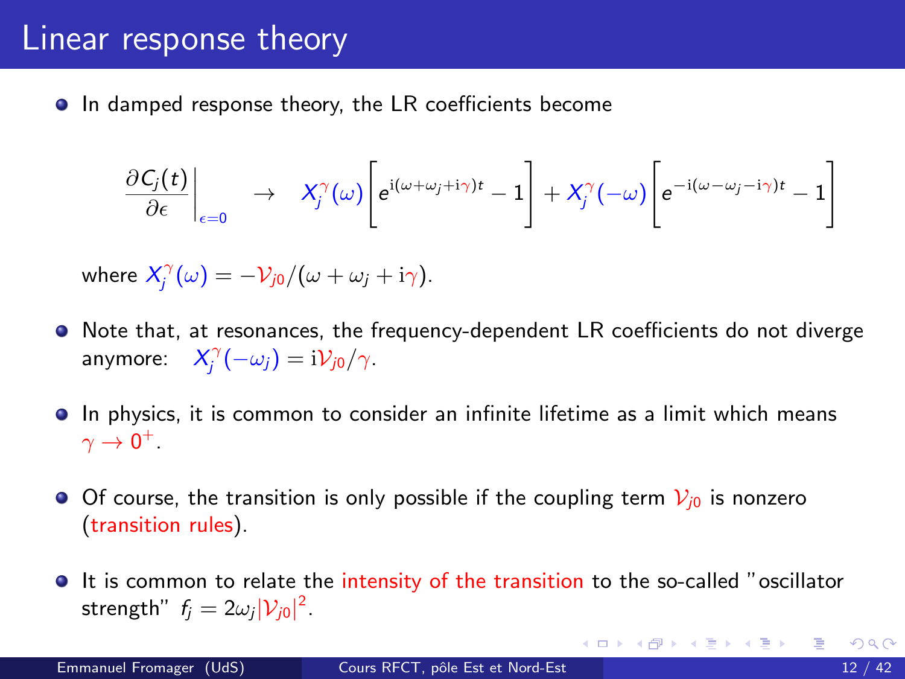# Linear response theory

- In damped response theory, the LR coefficients become

$$\left.\frac{\partial C_j(t)}{\partial \epsilon}\right|_{\epsilon=0} \quad \rightarrow \quad X_j^{\gamma}(\omega)\left[e^{\mathrm{i}(\omega+\omega_j+\mathrm{i}\gamma)t}-1\right]+X_j^{\gamma}(-\omega)\left[e^{-\mathrm{i}(\omega-\omega_j-\mathrm{i}\gamma)t}-1\right]$$

where $X_j^{\gamma}(\omega) = -\mathcal{V}_{j0}/(\omega+\omega_j+\mathrm{i}\gamma)$.

- Note that, at resonances, the frequency-dependent LR coefficients do not diverge anymore: $X_j^{\gamma}(-\omega_j) = \mathrm{i}\mathcal{V}_{j0}/\gamma$.

- In physics, it is common to consider an infinite lifetime as a limit which means $\gamma \rightarrow 0^+$.

- Of course, the transition is only possible if the coupling term $\mathcal{V}_{j0}$ is nonzero (transition rules).

- It is common to relate the intensity of the transition to the so-called "oscillator strength" $f_j = 2\omega_j|\mathcal{V}_{j0}|^2$.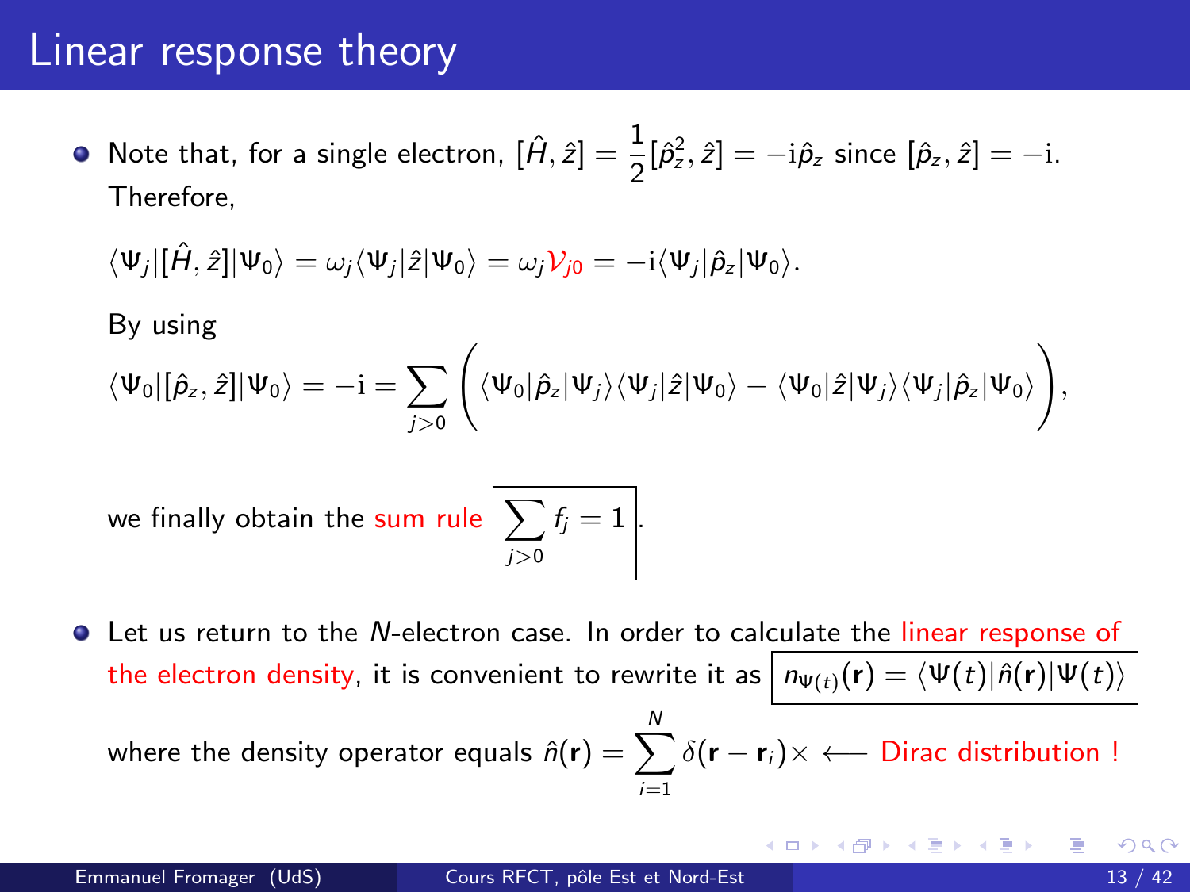# Linear response theory

- Note that, for a single electron, $[\hat{H}, \hat{z}] = \dfrac{1}{2}[\hat{p}_z^2, \hat{z}] = -\mathrm{i}\hat{p}_z$ since $[\hat{p}_z, \hat{z}] = -\mathrm{i}$. Therefore,

  $$\langle \Psi_j | [\hat{H}, \hat{z}] | \Psi_0 \rangle = \omega_j \langle \Psi_j | \hat{z} | \Psi_0 \rangle = \omega_j \mathcal{V}_{j0} = -\mathrm{i} \langle \Psi_j | \hat{p}_z | \Psi_0 \rangle.$$

  By using

  $$\langle \Psi_0 | [\hat{p}_z, \hat{z}] | \Psi_0 \rangle = -\mathrm{i} = \sum_{j>0} \left( \langle \Psi_0 | \hat{p}_z | \Psi_j \rangle \langle \Psi_j | \hat{z} | \Psi_0 \rangle - \langle \Psi_0 | \hat{z} | \Psi_j \rangle \langle \Psi_j | \hat{p}_z | \Psi_0 \rangle \right),$$

  we finally obtain the sum rule $\boxed{\sum_{j>0} f_j = 1}$.

- Let us return to the $N$-electron case. In order to calculate the linear response of the electron density, it is convenient to rewrite it as $\boxed{n_{\Psi(t)}(\mathbf{r}) = \langle \Psi(t) | \hat{n}(\mathbf{r}) | \Psi(t) \rangle}$

  where the density operator equals $\hat{n}(\mathbf{r}) = \sum_{i=1}^{N} \delta(\mathbf{r} - \mathbf{r}_i) \times \longleftarrow$ Dirac distribution !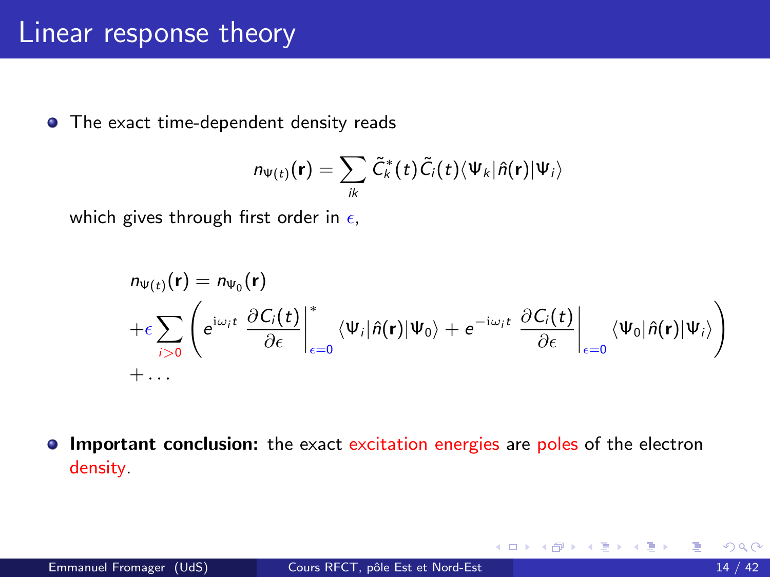# Linear response theory

- The exact time-dependent density reads

$$n_{\Psi(t)}(\mathbf{r}) = \sum_{ik} \tilde{C}_k^*(t)\tilde{C}_i(t)\langle\Psi_k|\hat{n}(\mathbf{r})|\Psi_i\rangle$$

which gives through first order in $\epsilon$,

$$\begin{aligned}
&n_{\Psi(t)}(\mathbf{r}) = n_{\Psi_0}(\mathbf{r}) \\
&+\epsilon \sum_{i>0} \left( e^{\mathrm{i}\omega_i t} \left.\frac{\partial C_i(t)}{\partial \epsilon}\right|_{\epsilon=0}^{*} \langle\Psi_i|\hat{n}(\mathbf{r})|\Psi_0\rangle + e^{-\mathrm{i}\omega_i t} \left.\frac{\partial C_i(t)}{\partial \epsilon}\right|_{\epsilon=0} \langle\Psi_0|\hat{n}(\mathbf{r})|\Psi_i\rangle \right) \\
&+ \ldots
\end{aligned}$$

- **Important conclusion:** the exact excitation energies are poles of the electron density.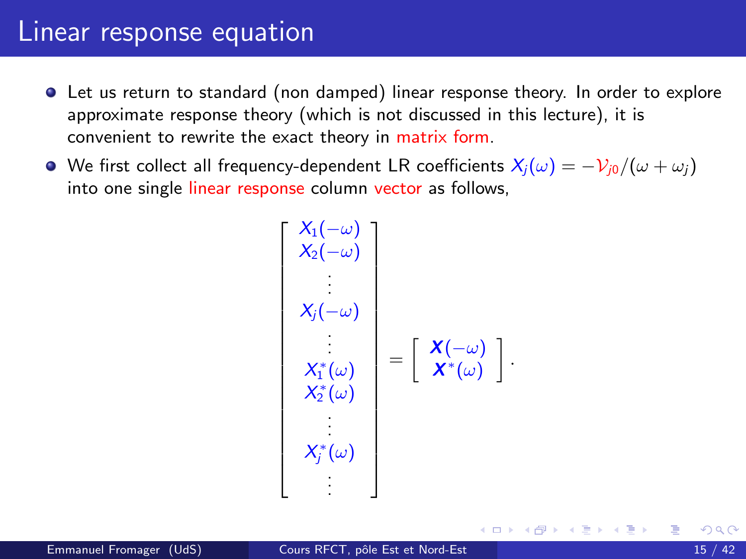# Linear response equation

- Let us return to standard (non damped) linear response theory. In order to explore approximate response theory (which is not discussed in this lecture), it is convenient to rewrite the exact theory in matrix form.
- We first collect all frequency-dependent LR coefficients $X_j(\omega) = -\mathcal{V}_{j0}/(\omega + \omega_j)$ into one single linear response column vector as follows,

$$
\begin{bmatrix}
X_1(-\omega) \\
X_2(-\omega) \\
\vdots \\
X_j(-\omega) \\
\vdots \\
X_1^*(\omega) \\
X_2^*(\omega) \\
\vdots \\
X_j^*(\omega) \\
\vdots
\end{bmatrix}
=
\begin{bmatrix}
\boldsymbol{X}(-\omega) \\
\boldsymbol{X}^*(\omega)
\end{bmatrix}.
$$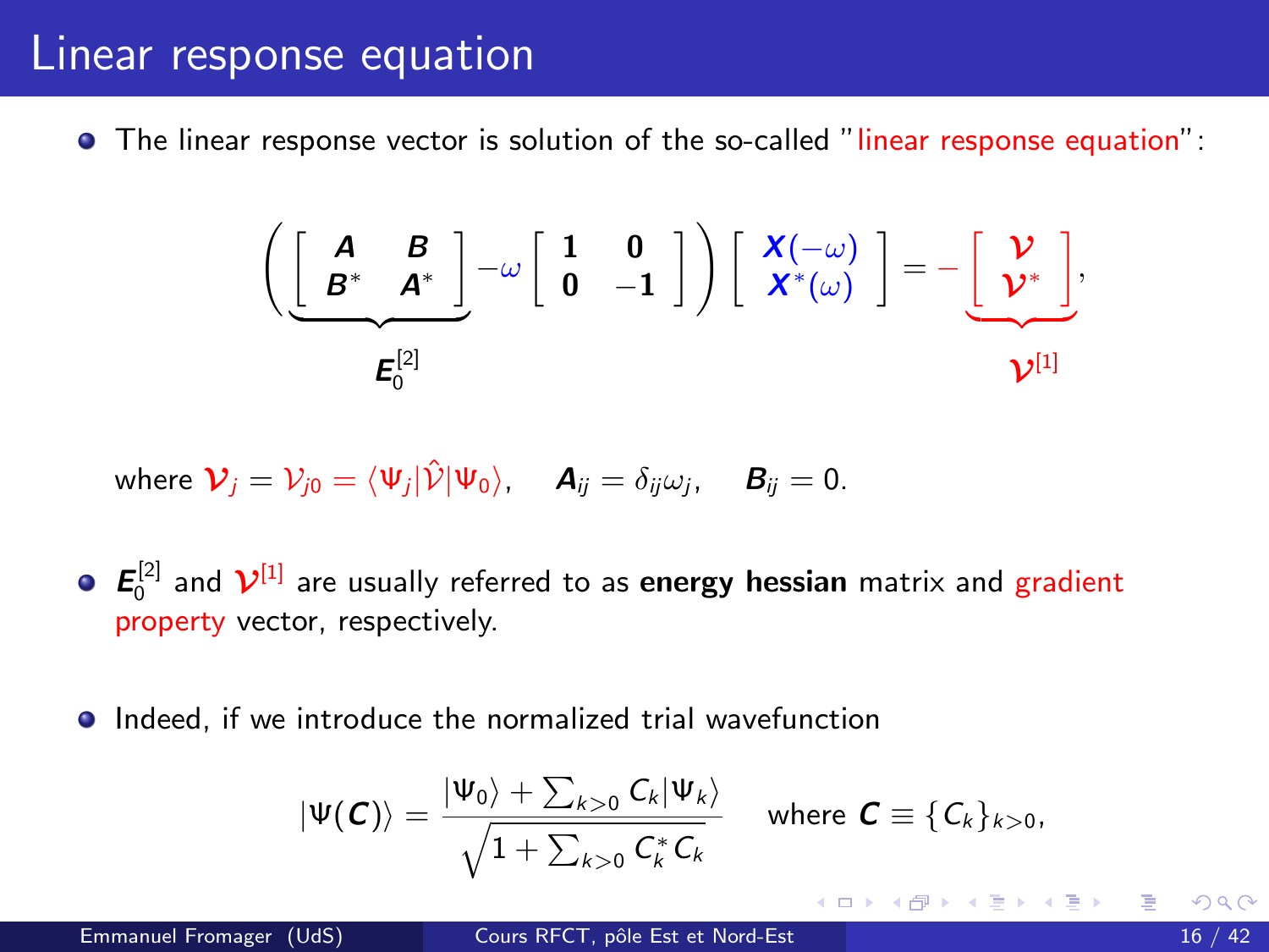# Linear response equation

- The linear response vector is solution of the so-called "linear response equation":

$$
\underbrace{\left(\begin{bmatrix} \boldsymbol{A} & \boldsymbol{B} \\ \boldsymbol{B}^* & \boldsymbol{A}^* \end{bmatrix}}_{\boldsymbol{E}_0^{[2]}} - \omega \begin{bmatrix} \mathbf{1} & \mathbf{0} \\ \mathbf{0} & -\mathbf{1} \end{bmatrix}\right) \begin{bmatrix} \boldsymbol{X}(-\omega) \\ \boldsymbol{X}^*(\omega) \end{bmatrix} = - \underbrace{\begin{bmatrix} \boldsymbol{\mathcal{V}} \\ \boldsymbol{\mathcal{V}}^* \end{bmatrix}}_{\boldsymbol{\mathcal{V}}^{[1]}},
$$

where $\boldsymbol{\mathcal{V}}_j = \mathcal{V}_{j0} = \langle \Psi_j | \hat{\mathcal{V}} | \Psi_0 \rangle$, $\quad \boldsymbol{A}_{ij} = \delta_{ij}\omega_j$, $\quad \boldsymbol{B}_{ij} = 0$.

- $\boldsymbol{E}_0^{[2]}$ and $\boldsymbol{\mathcal{V}}^{[1]}$ are usually referred to as **energy hessian** matrix and gradient property vector, respectively.

- Indeed, if we introduce the normalized trial wavefunction

$$
|\Psi(\boldsymbol{C})\rangle = \frac{|\Psi_0\rangle + \sum_{k>0} C_k |\Psi_k\rangle}{\sqrt{1 + \sum_{k>0} C_k^* C_k}} \quad \text{where } \boldsymbol{C} \equiv \{C_k\}_{k>0},
$$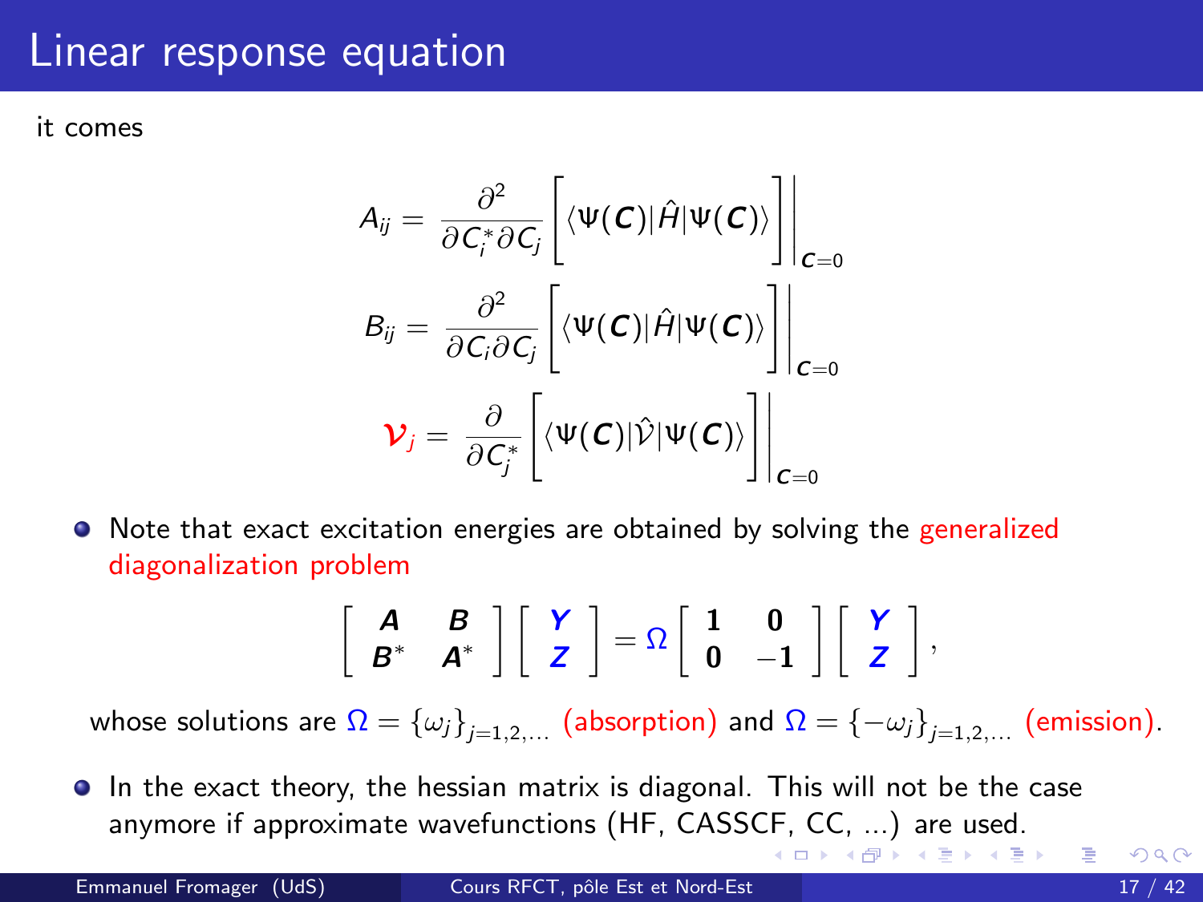# Linear response equation

it comes

$$A_{ij} = \frac{\partial^2}{\partial C_i^* \partial C_j} \left[ \langle \Psi(\boldsymbol{C}) | \hat{H} | \Psi(\boldsymbol{C}) \rangle \right] \Big|_{\boldsymbol{C}=0}$$

$$B_{ij} = \frac{\partial^2}{\partial C_i \partial C_j} \left[ \langle \Psi(\boldsymbol{C}) | \hat{H} | \Psi(\boldsymbol{C}) \rangle \right] \Big|_{\boldsymbol{C}=0}$$

$$\mathcal{V}_j = \frac{\partial}{\partial C_j^*} \left[ \langle \Psi(\boldsymbol{C}) | \hat{\mathcal{V}} | \Psi(\boldsymbol{C}) \rangle \right] \Big|_{\boldsymbol{C}=0}$$

- Note that exact excitation energies are obtained by solving the generalized diagonalization problem

$$\begin{bmatrix} \boldsymbol{A} & \boldsymbol{B} \\ \boldsymbol{B}^* & \boldsymbol{A}^* \end{bmatrix} \begin{bmatrix} \boldsymbol{Y} \\ \boldsymbol{Z} \end{bmatrix} = \Omega \begin{bmatrix} \boldsymbol{1} & \boldsymbol{0} \\ \boldsymbol{0} & -\boldsymbol{1} \end{bmatrix} \begin{bmatrix} \boldsymbol{Y} \\ \boldsymbol{Z} \end{bmatrix},$$

whose solutions are $\Omega = \{\omega_j\}_{j=1,2,\ldots}$ (absorption) and $\Omega = \{-\omega_j\}_{j=1,2,\ldots}$ (emission).

- In the exact theory, the hessian matrix is diagonal. This will not be the case anymore if approximate wavefunctions (HF, CASSCF, CC, ...) are used.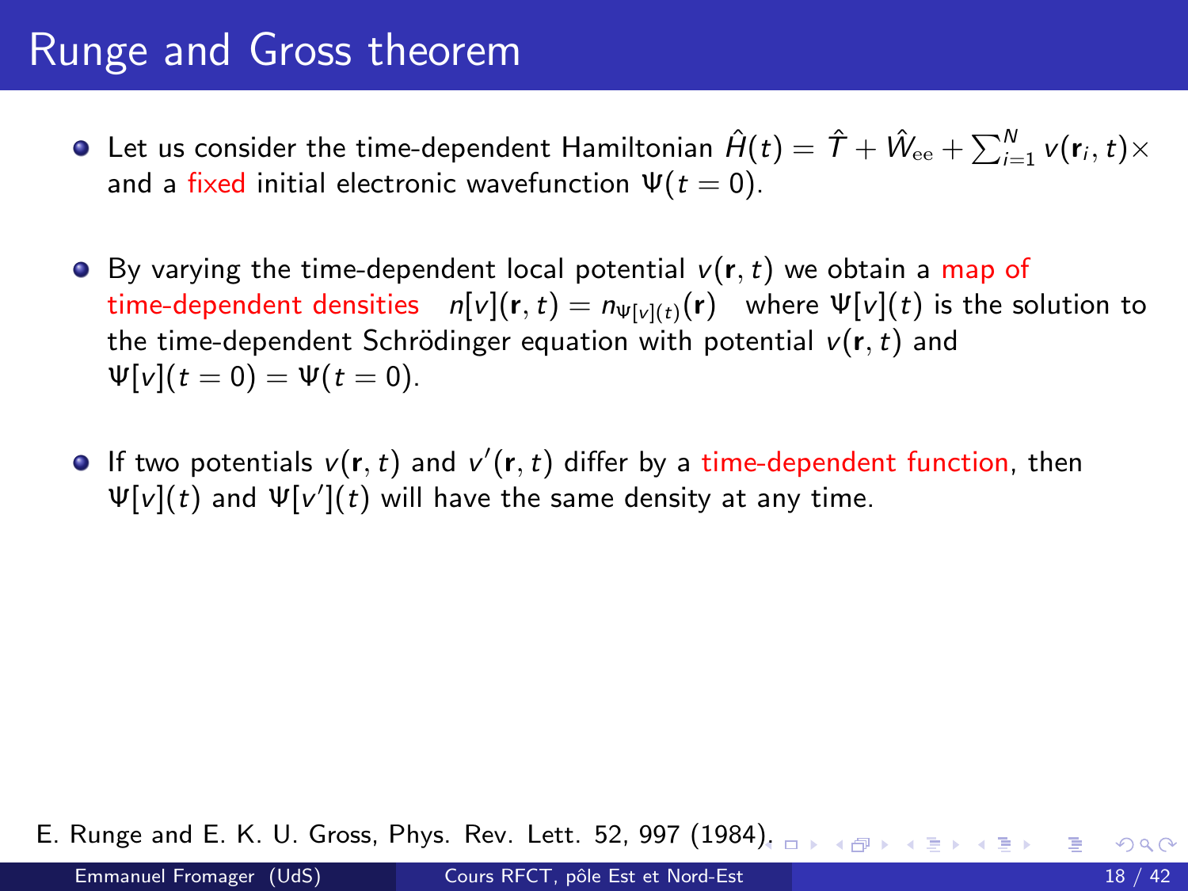# Runge and Gross theorem

- Let us consider the time-dependent Hamiltonian $\hat{H}(t) = \hat{T} + \hat{W}_{\rm ee} + \sum_{i=1}^{N} v(\mathbf{r}_i, t) \times$ and a fixed initial electronic wavefunction $\Psi(t = 0)$.

- By varying the time-dependent local potential $v(\mathbf{r}, t)$ we obtain a map of time-dependent densities $n[v](\mathbf{r}, t) = n_{\Psi[v](t)}(\mathbf{r})$ where $\Psi[v](t)$ is the solution to the time-dependent Schrödinger equation with potential $v(\mathbf{r}, t)$ and $\Psi[v](t = 0) = \Psi(t = 0)$.

- If two potentials $v(\mathbf{r}, t)$ and $v'(\mathbf{r}, t)$ differ by a time-dependent function, then $\Psi[v](t)$ and $\Psi[v'](t)$ will have the same density at any time.

E. Runge and E. K. U. Gross, Phys. Rev. Lett. 52, 997 (1984).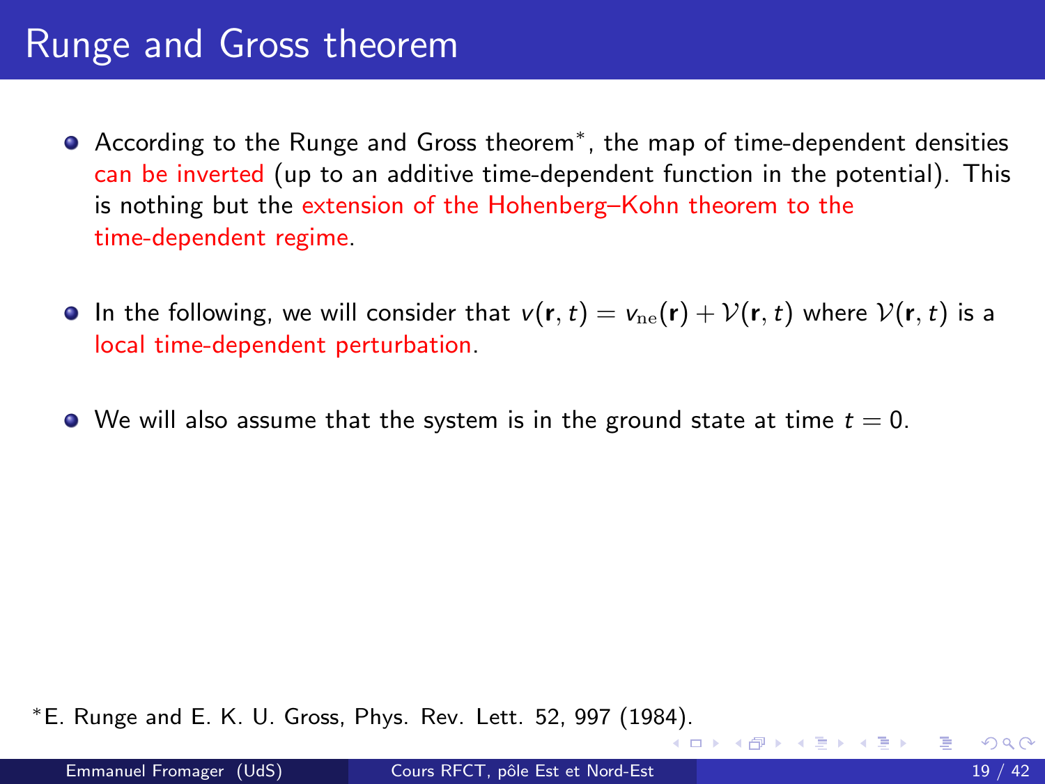# Runge and Gross theorem

- According to the Runge and Gross theorem*, the map of time-dependent densities can be inverted (up to an additive time-dependent function in the potential). This is nothing but the extension of the Hohenberg–Kohn theorem to the time-dependent regime.

- In the following, we will consider that $v(\mathbf{r}, t) = v_{\mathrm{ne}}(\mathbf{r}) + \mathcal{V}(\mathbf{r}, t)$ where $\mathcal{V}(\mathbf{r}, t)$ is a local time-dependent perturbation.

- We will also assume that the system is in the ground state at time $t = 0$.

*E. Runge and E. K. U. Gross, Phys. Rev. Lett. 52, 997 (1984).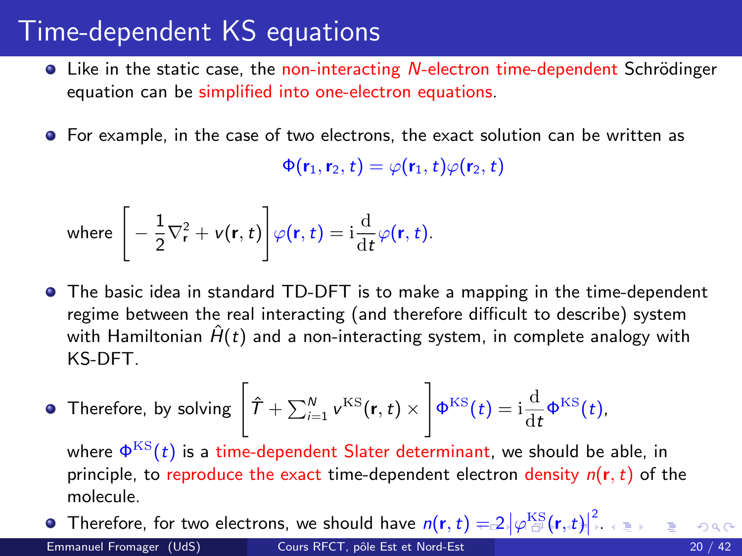# Time-dependent KS equations

- Like in the static case, the non-interacting $N$-electron time-dependent Schrödinger equation can be simplified into one-electron equations.

- For example, in the case of two electrons, the exact solution can be written as

$$\Phi(\mathbf{r}_1, \mathbf{r}_2, t) = \varphi(\mathbf{r}_1, t)\varphi(\mathbf{r}_2, t)$$

where $\left[ -\dfrac{1}{2}\nabla^2_{\mathbf{r}} + v(\mathbf{r}, t) \right] \varphi(\mathbf{r}, t) = \mathrm{i}\dfrac{\mathrm{d}}{\mathrm{d}t}\varphi(\mathbf{r}, t).$

- The basic idea in standard TD-DFT is to make a mapping in the time-dependent regime between the real interacting (and therefore difficult to describe) system with Hamiltonian $\hat{H}(t)$ and a non-interacting system, in complete analogy with KS-DFT.

- Therefore, by solving $\left[ \hat{T} + \sum_{i=1}^{N} v^{\mathrm{KS}}(\mathbf{r}, t) \times \right] \Phi^{\mathrm{KS}}(t) = \mathrm{i}\dfrac{\mathrm{d}}{\mathrm{d}t}\Phi^{\mathrm{KS}}(t),$

  where $\Phi^{\mathrm{KS}}(t)$ is a time-dependent Slater determinant, we should be able, in principle, to reproduce the exact time-dependent electron density $n(\mathbf{r}, t)$ of the molecule.

- Therefore, for two electrons, we should have $n(\mathbf{r}, t) = 2\left|\varphi^{\mathrm{KS}}(\mathbf{r}, t)\right|^2$.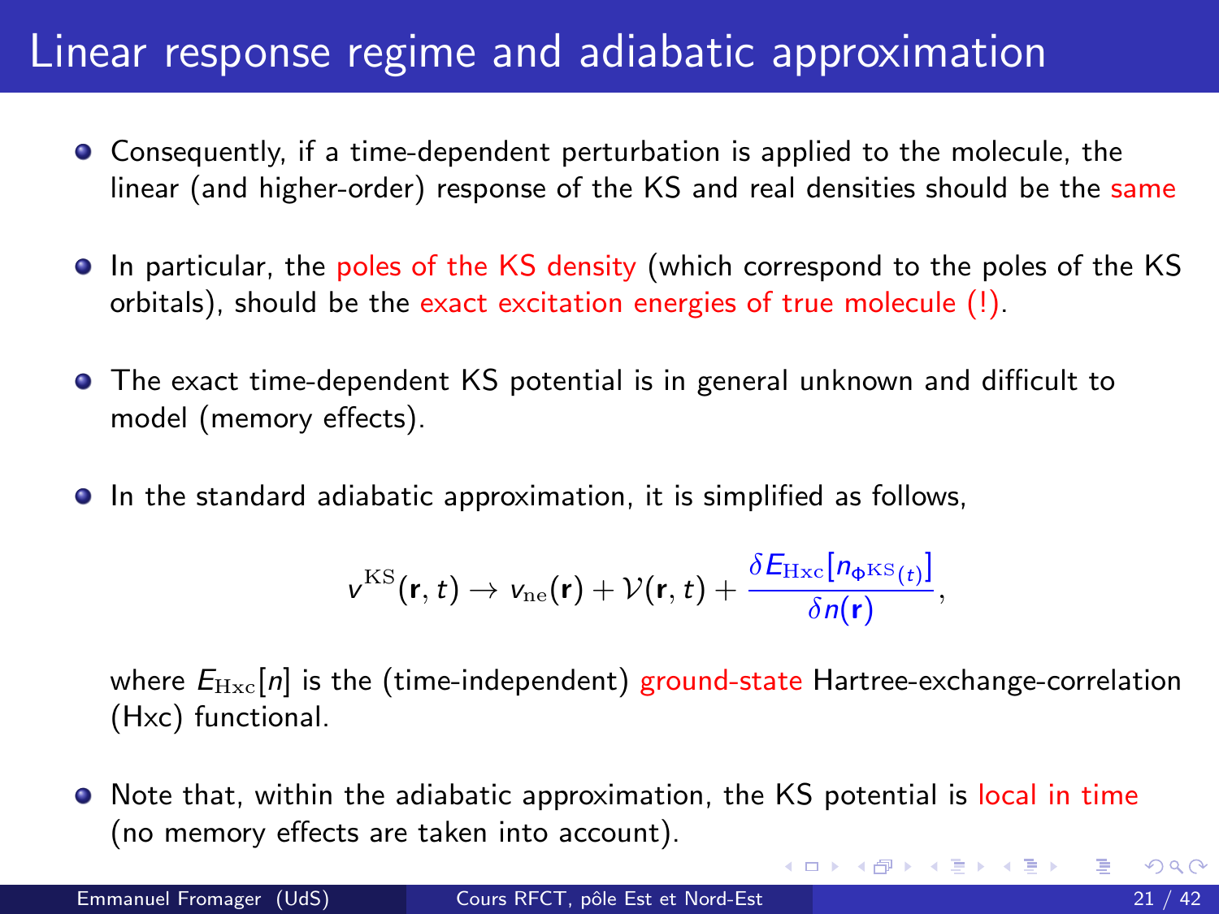# Linear response regime and adiabatic approximation

- Consequently, if a time-dependent perturbation is applied to the molecule, the linear (and higher-order) response of the KS and real densities should be the same
- In particular, the poles of the KS density (which correspond to the poles of the KS orbitals), should be the exact excitation energies of true molecule (!).
- The exact time-dependent KS potential is in general unknown and difficult to model (memory effects).
- In the standard adiabatic approximation, it is simplified as follows,

$$v^{\mathrm{KS}}(\mathbf{r}, t) \rightarrow v_{\mathrm{ne}}(\mathbf{r}) + \mathcal{V}(\mathbf{r}, t) + \frac{\delta E_{\mathrm{Hxc}}[n_{\Phi^{\mathrm{KS}}(t)}]}{\delta n(\mathbf{r})},$$

  where $E_{\mathrm{Hxc}}[n]$ is the (time-independent) ground-state Hartree-exchange-correlation (Hxc) functional.

- Note that, within the adiabatic approximation, the KS potential is local in time (no memory effects are taken into account).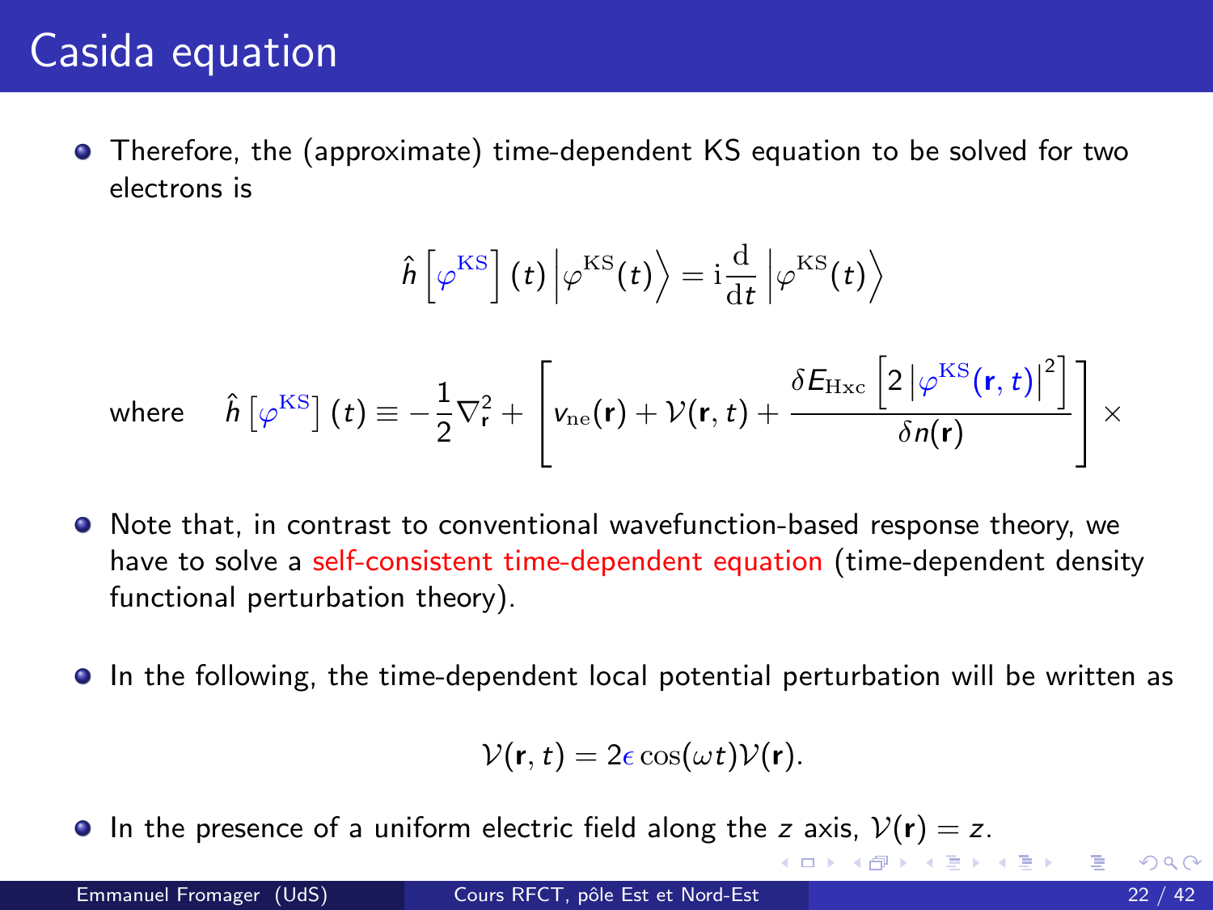# Casida equation

- Therefore, the (approximate) time-dependent KS equation to be solved for two electrons is

$$\hat{h}\left[\varphi^{\mathrm{KS}}\right](t)\left|\varphi^{\mathrm{KS}}(t)\right\rangle = \mathrm{i}\frac{\mathrm{d}}{\mathrm{d}t}\left|\varphi^{\mathrm{KS}}(t)\right\rangle$$

where $\hat{h}\left[\varphi^{\mathrm{KS}}\right](t) \equiv -\frac{1}{2}\nabla^2_{\mathbf{r}} + \left[v_{\mathrm{ne}}(\mathbf{r}) + \mathcal{V}(\mathbf{r},t) + \frac{\delta E_{\mathrm{Hxc}}\left[2\left|\varphi^{\mathrm{KS}}(\mathbf{r},t)\right|^2\right]}{\delta n(\mathbf{r})}\right]\times$

- Note that, in contrast to conventional wavefunction-based response theory, we have to solve a self-consistent time-dependent equation (time-dependent density functional perturbation theory).

- In the following, the time-dependent local potential perturbation will be written as

$$\mathcal{V}(\mathbf{r},t) = 2\epsilon\cos(\omega t)\mathcal{V}(\mathbf{r}).$$

- In the presence of a uniform electric field along the $z$ axis, $\mathcal{V}(\mathbf{r}) = z$.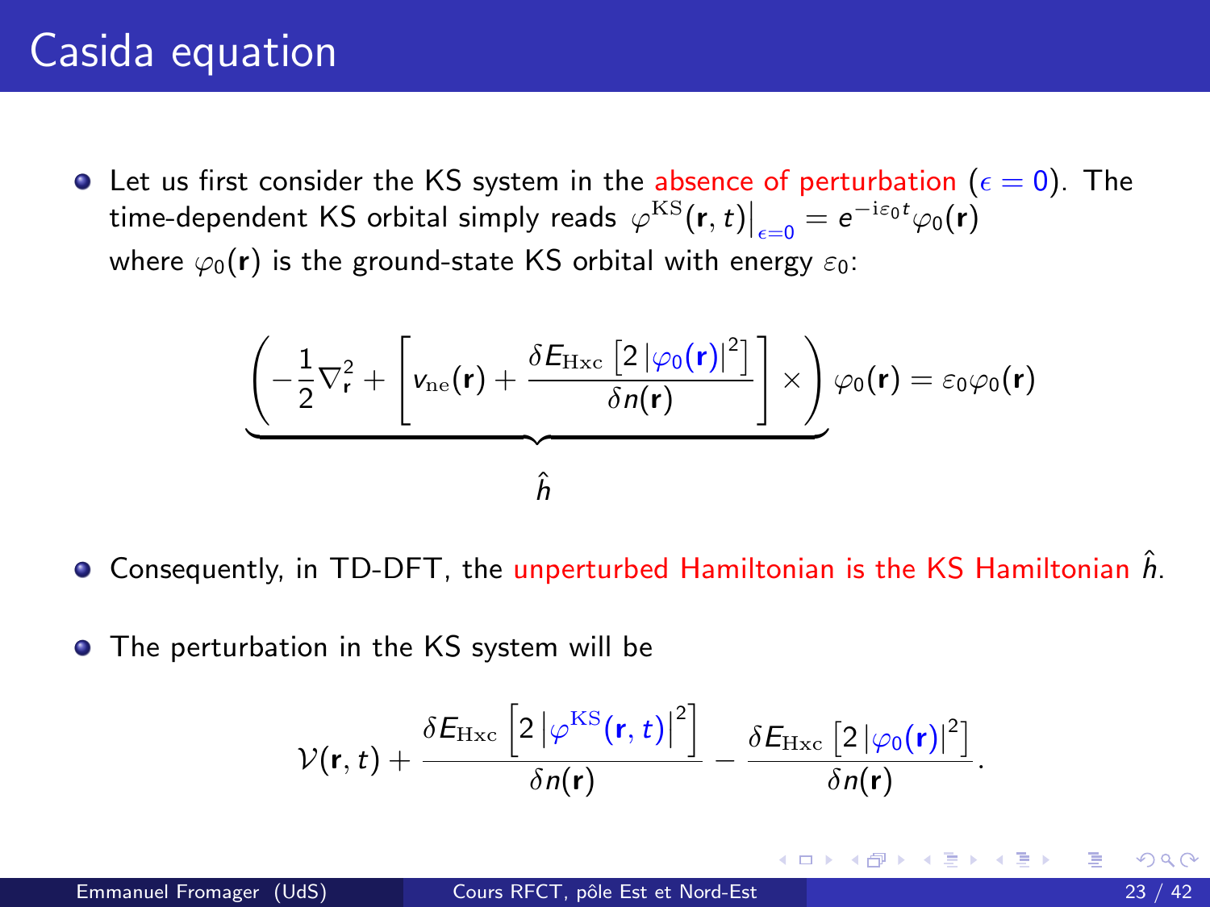# Casida equation

- Let us first consider the KS system in the absence of perturbation ($\epsilon = 0$). The time-dependent KS orbital simply reads $\varphi^{\rm KS}(\mathbf{r}, t)\Big|_{\epsilon=0} = e^{-{\rm i}\varepsilon_0 t}\varphi_0(\mathbf{r})$ where $\varphi_0(\mathbf{r})$ is the ground-state KS orbital with energy $\varepsilon_0$:

$$\underbrace{\left(-\frac{1}{2}\nabla^2_{\mathbf{r}} + \left[v_{\rm ne}(\mathbf{r}) + \frac{\delta E_{\rm Hxc}\left[2\left|\varphi_0(\mathbf{r})\right|^2\right]}{\delta n(\mathbf{r})}\right]\times\right)}_{\hat{h}}\varphi_0(\mathbf{r}) = \varepsilon_0\varphi_0(\mathbf{r})$$

- Consequently, in TD-DFT, the unperturbed Hamiltonian is the KS Hamiltonian $\hat{h}$.

- The perturbation in the KS system will be

$$\mathcal{V}(\mathbf{r}, t) + \frac{\delta E_{\rm Hxc}\left[2\left|\varphi^{\rm KS}(\mathbf{r}, t)\right|^2\right]}{\delta n(\mathbf{r})} - \frac{\delta E_{\rm Hxc}\left[2\left|\varphi_0(\mathbf{r})\right|^2\right]}{\delta n(\mathbf{r})}.$$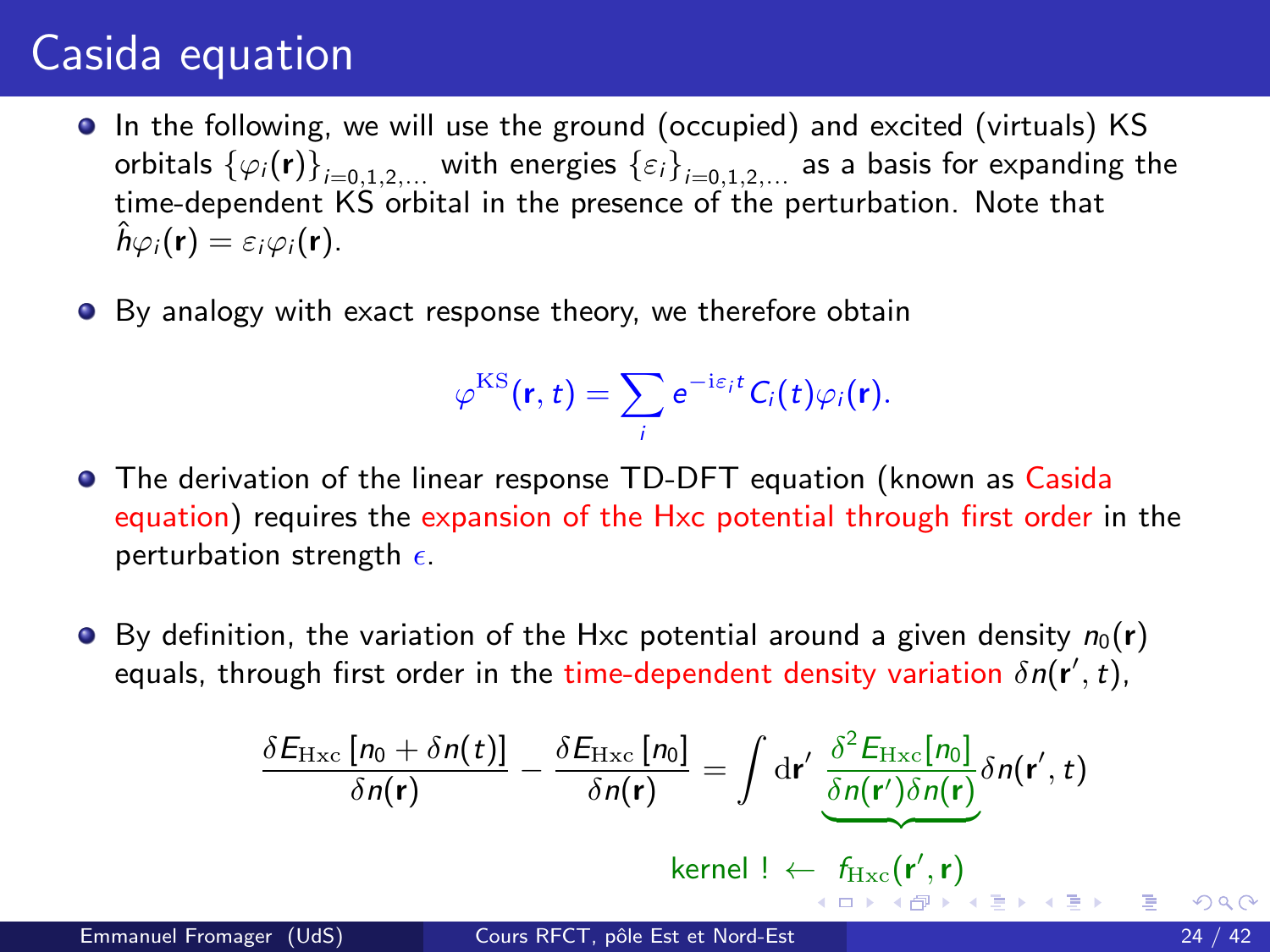# Casida equation

- In the following, we will use the ground (occupied) and excited (virtuals) KS orbitals $\{\varphi_i(\mathbf{r})\}_{i=0,1,2,\ldots}$ with energies $\{\varepsilon_i\}_{i=0,1,2,\ldots}$ as a basis for expanding the time-dependent KS orbital in the presence of the perturbation. Note that $\hat{h}\varphi_i(\mathbf{r}) = \varepsilon_i\varphi_i(\mathbf{r})$.

- By analogy with exact response theory, we therefore obtain

$$\varphi^{\mathrm{KS}}(\mathbf{r},t) = \sum_i e^{-\mathrm{i}\varepsilon_i t} C_i(t)\varphi_i(\mathbf{r}).$$

- The derivation of the linear response TD-DFT equation (known as Casida equation) requires the expansion of the Hxc potential through first order in the perturbation strength $\epsilon$.

- By definition, the variation of the Hxc potential around a given density $n_0(\mathbf{r})$ equals, through first order in the time-dependent density variation $\delta n(\mathbf{r}', t)$,

$$\frac{\delta E_{\mathrm{Hxc}}\left[n_0 + \delta n(t)\right]}{\delta n(\mathbf{r})} - \frac{\delta E_{\mathrm{Hxc}}\left[n_0\right]}{\delta n(\mathbf{r})} = \int \mathrm{d}\mathbf{r}' \; \underbrace{\frac{\delta^2 E_{\mathrm{Hxc}}[n_0]}{\delta n(\mathbf{r}')\delta n(\mathbf{r})}}_{} \delta n(\mathbf{r}', t)$$

kernel ! $\leftarrow \; f_{\mathrm{Hxc}}(\mathbf{r}', \mathbf{r})$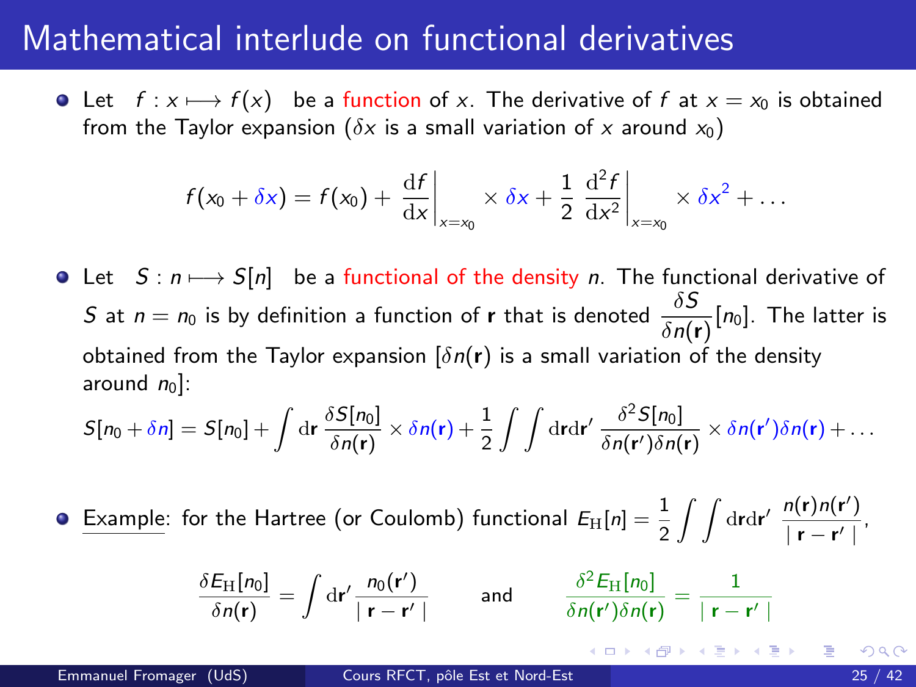# Mathematical interlude on functional derivatives

- Let $f : x \longmapsto f(x)$ be a function of $x$. The derivative of $f$ at $x = x_0$ is obtained from the Taylor expansion ($\delta x$ is a small variation of $x$ around $x_0$)

$$f(x_0 + \delta x) = f(x_0) + \left.\frac{\mathrm{d}f}{\mathrm{d}x}\right|_{x=x_0} \times \delta x + \frac{1}{2} \left.\frac{\mathrm{d}^2 f}{\mathrm{d}x^2}\right|_{x=x_0} \times \delta x^2 + \ldots$$

- Let $S : n \longmapsto S[n]$ be a functional of the density $n$. The functional derivative of $S$ at $n = n_0$ is by definition a function of $\mathbf{r}$ that is denoted $\dfrac{\delta S}{\delta n(\mathbf{r})}[n_0]$. The latter is obtained from the Taylor expansion [$\delta n(\mathbf{r})$ is a small variation of the density around $n_0$]:

$$S[n_0 + \delta n] = S[n_0] + \int \mathrm{d}\mathbf{r}\, \frac{\delta S[n_0]}{\delta n(\mathbf{r})} \times \delta n(\mathbf{r}) + \frac{1}{2} \int \int \mathrm{d}\mathbf{r}\mathrm{d}\mathbf{r}'\, \frac{\delta^2 S[n_0]}{\delta n(\mathbf{r}')\delta n(\mathbf{r})} \times \delta n(\mathbf{r}')\delta n(\mathbf{r}) + \ldots$$

- Example: for the Hartree (or Coulomb) functional $E_{\mathrm{H}}[n] = \dfrac{1}{2} \displaystyle\int \int \mathrm{d}\mathbf{r}\mathrm{d}\mathbf{r}'\, \frac{n(\mathbf{r})n(\mathbf{r}')}{\mid \mathbf{r} - \mathbf{r}' \mid}$,

$$\frac{\delta E_{\mathrm{H}}[n_0]}{\delta n(\mathbf{r})} = \int \mathrm{d}\mathbf{r}'\, \frac{n_0(\mathbf{r}')}{\mid \mathbf{r} - \mathbf{r}' \mid} \qquad \text{and} \qquad \frac{\delta^2 E_{\mathrm{H}}[n_0]}{\delta n(\mathbf{r}')\delta n(\mathbf{r})} = \frac{1}{\mid \mathbf{r} - \mathbf{r}' \mid}$$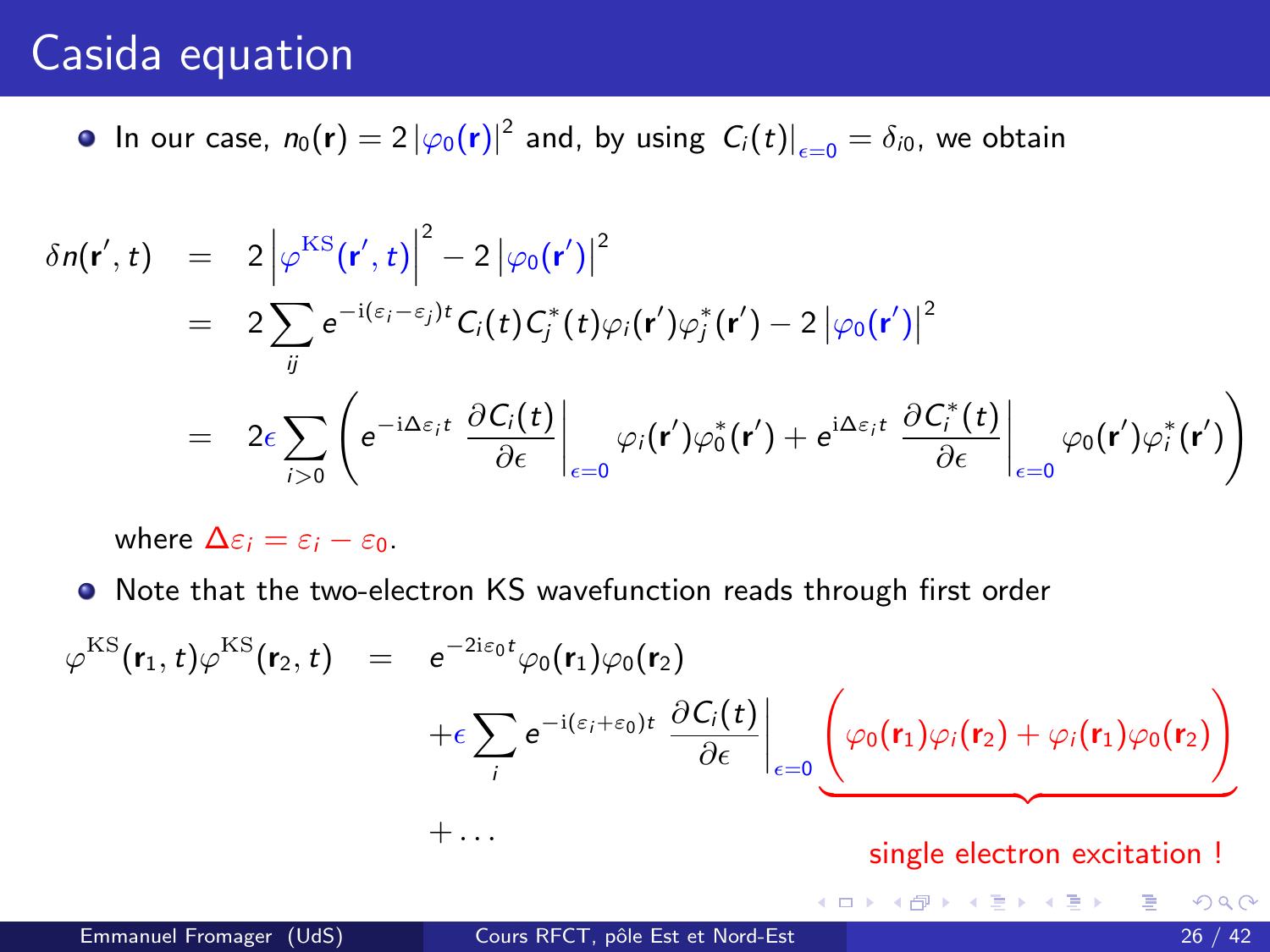# Casida equation

- In our case, $n_0(\mathbf{r}) = 2\left|\varphi_0(\mathbf{r})\right|^2$ and, by using $C_i(t)\big|_{\epsilon=0} = \delta_{i0}$, we obtain

$$
\begin{aligned}
\delta n(\mathbf{r}',t) &= 2\left|\varphi^{\rm KS}(\mathbf{r}',t)\right|^2 - 2\left|\varphi_0(\mathbf{r}')\right|^2 \\
&= 2\sum_{ij} e^{-\mathrm{i}(\varepsilon_i-\varepsilon_j)t} C_i(t)C_j^*(t)\varphi_i(\mathbf{r}')\varphi_j^*(\mathbf{r}') - 2\left|\varphi_0(\mathbf{r}')\right|^2 \\
&= 2\epsilon\sum_{i>0}\left( e^{-\mathrm{i}\Delta\varepsilon_i t}\left.\frac{\partial C_i(t)}{\partial \epsilon}\right|_{\epsilon=0}\varphi_i(\mathbf{r}')\varphi_0^*(\mathbf{r}') + e^{\mathrm{i}\Delta\varepsilon_i t}\left.\frac{\partial C_i^*(t)}{\partial \epsilon}\right|_{\epsilon=0}\varphi_0(\mathbf{r}')\varphi_i^*(\mathbf{r}')\right)
\end{aligned}
$$

where $\Delta\varepsilon_i = \varepsilon_i - \varepsilon_0$.

- Note that the two-electron KS wavefunction reads through first order

$$
\begin{aligned}
\varphi^{\rm KS}(\mathbf{r}_1,t)\varphi^{\rm KS}(\mathbf{r}_2,t) &= e^{-2\mathrm{i}\varepsilon_0 t}\varphi_0(\mathbf{r}_1)\varphi_0(\mathbf{r}_2) \\
&\quad + \epsilon\sum_i e^{-\mathrm{i}(\varepsilon_i+\varepsilon_0)t}\left.\frac{\partial C_i(t)}{\partial \epsilon}\right|_{\epsilon=0}\underbrace{\Big(\varphi_0(\mathbf{r}_1)\varphi_i(\mathbf{r}_2) + \varphi_i(\mathbf{r}_1)\varphi_0(\mathbf{r}_2)\Big)}_{\text{single electron excitation !}} \\
&\quad + \ldots
\end{aligned}
$$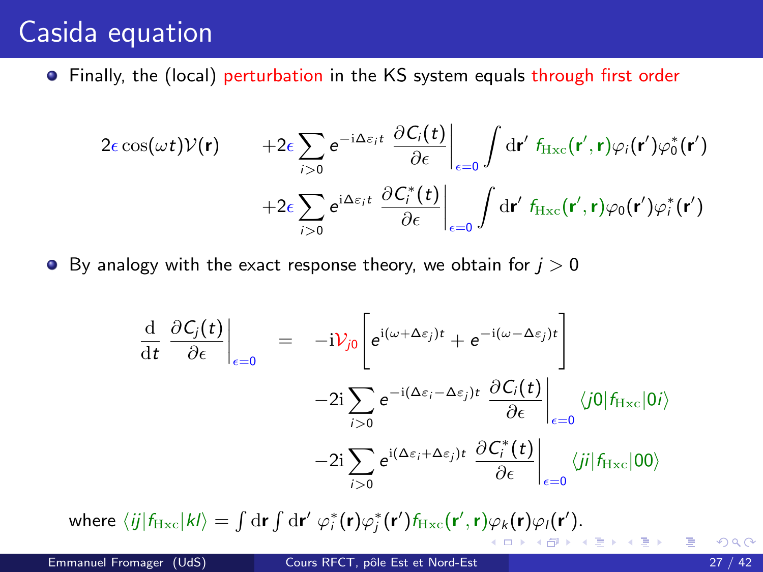# Casida equation

- Finally, the (local) perturbation in the KS system equals through first order

$$
\begin{aligned}
2\epsilon\cos(\omega t)\mathcal{V}(\mathbf{r}) \qquad & +2\epsilon\sum_{i>0} e^{-\mathrm{i}\Delta\varepsilon_i t}\left.\frac{\partial C_i(t)}{\partial\epsilon}\right|_{\epsilon=0}\int \mathrm{d}\mathbf{r}'\; f_{\mathrm{Hxc}}(\mathbf{r}',\mathbf{r})\varphi_i(\mathbf{r}')\varphi_0^*(\mathbf{r}') \\
& +2\epsilon\sum_{i>0} e^{\mathrm{i}\Delta\varepsilon_i t}\left.\frac{\partial C_i^*(t)}{\partial\epsilon}\right|_{\epsilon=0}\int \mathrm{d}\mathbf{r}'\; f_{\mathrm{Hxc}}(\mathbf{r}',\mathbf{r})\varphi_0(\mathbf{r}')\varphi_i^*(\mathbf{r}')
\end{aligned}
$$

- By analogy with the exact response theory, we obtain for $j > 0$

$$
\begin{aligned}
\frac{\mathrm{d}}{\mathrm{d}t}\left.\frac{\partial C_j(t)}{\partial\epsilon}\right|_{\epsilon=0} \quad = \quad & -\mathrm{i}\mathcal{V}_{j0}\left[e^{\mathrm{i}(\omega+\Delta\varepsilon_j)t} + e^{-\mathrm{i}(\omega-\Delta\varepsilon_j)t}\right] \\
& -2\mathrm{i}\sum_{i>0} e^{-\mathrm{i}(\Delta\varepsilon_i-\Delta\varepsilon_j)t}\left.\frac{\partial C_i(t)}{\partial\epsilon}\right|_{\epsilon=0}\langle j0|f_{\mathrm{Hxc}}|0i\rangle \\
& -2\mathrm{i}\sum_{i>0} e^{\mathrm{i}(\Delta\varepsilon_i+\Delta\varepsilon_j)t}\left.\frac{\partial C_i^*(t)}{\partial\epsilon}\right|_{\epsilon=0}\langle ji|f_{\mathrm{Hxc}}|00\rangle
\end{aligned}
$$

where $\langle ij|f_{\mathrm{Hxc}}|kl\rangle = \int \mathrm{d}\mathbf{r}\int \mathrm{d}\mathbf{r}'\; \varphi_i^*(\mathbf{r})\varphi_j^*(\mathbf{r}')f_{\mathrm{Hxc}}(\mathbf{r}',\mathbf{r})\varphi_k(\mathbf{r})\varphi_l(\mathbf{r}')$.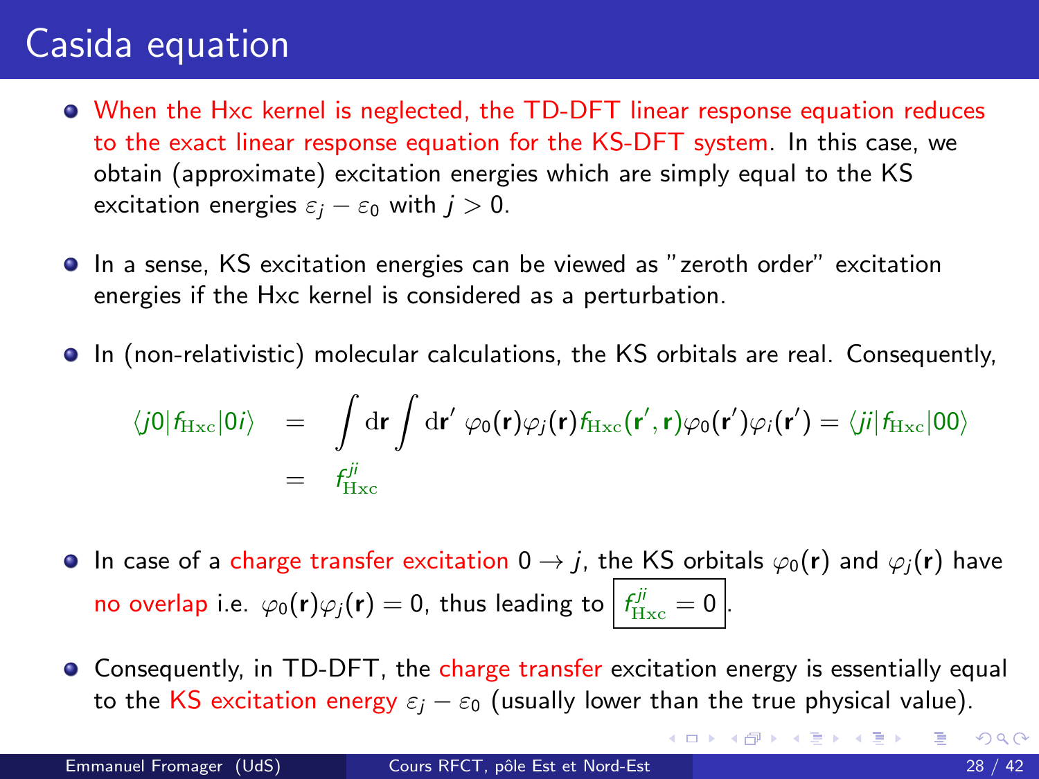# Casida equation

- When the Hxc kernel is neglected, the TD-DFT linear response equation reduces to the exact linear response equation for the KS-DFT system. In this case, we obtain (approximate) excitation energies which are simply equal to the KS excitation energies $\varepsilon_j - \varepsilon_0$ with $j > 0$.

- In a sense, KS excitation energies can be viewed as "zeroth order" excitation energies if the Hxc kernel is considered as a perturbation.

- In (non-relativistic) molecular calculations, the KS orbitals are real. Consequently,

$$
\begin{aligned}
\langle j0|f_{\mathrm{Hxc}}|0i\rangle &= \int \mathrm{d}\mathbf{r} \int \mathrm{d}\mathbf{r}' \; \varphi_0(\mathbf{r})\varphi_j(\mathbf{r}) f_{\mathrm{Hxc}}(\mathbf{r}', \mathbf{r})\varphi_0(\mathbf{r}')\varphi_i(\mathbf{r}') = \langle ji|f_{\mathrm{Hxc}}|00\rangle \\
&= f_{\mathrm{Hxc}}^{ji}
\end{aligned}
$$

- In case of a charge transfer excitation $0 \rightarrow j$, the KS orbitals $\varphi_0(\mathbf{r})$ and $\varphi_j(\mathbf{r})$ have no overlap i.e. $\varphi_0(\mathbf{r})\varphi_j(\mathbf{r}) = 0$, thus leading to $\boxed{f_{\mathrm{Hxc}}^{ji} = 0}$.

- Consequently, in TD-DFT, the charge transfer excitation energy is essentially equal to the KS excitation energy $\varepsilon_j - \varepsilon_0$ (usually lower than the true physical value).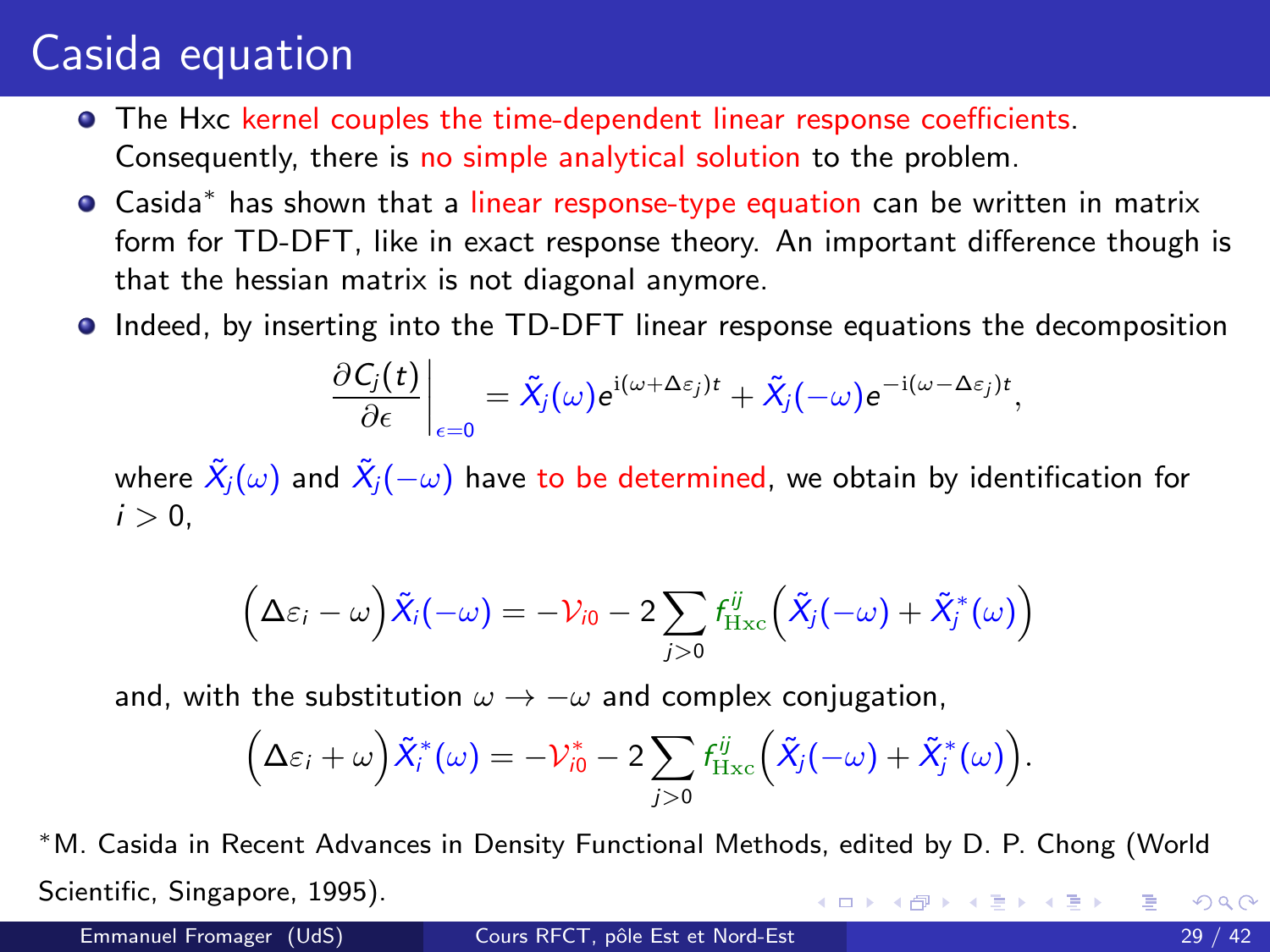# Casida equation

- The Hxc kernel couples the time-dependent linear response coefficients. Consequently, there is no simple analytical solution to the problem.
- Casida* has shown that a linear response-type equation can be written in matrix form for TD-DFT, like in exact response theory. An important difference though is that the hessian matrix is not diagonal anymore.
- Indeed, by inserting into the TD-DFT linear response equations the decomposition

$$\left.\frac{\partial C_j(t)}{\partial \epsilon}\right|_{\epsilon=0} = \tilde{X}_j(\omega)e^{\mathrm{i}(\omega+\Delta\varepsilon_j)t} + \tilde{X}_j(-\omega)e^{-\mathrm{i}(\omega-\Delta\varepsilon_j)t},$$

where $\tilde{X}_j(\omega)$ and $\tilde{X}_j(-\omega)$ have to be determined, we obtain by identification for $i > 0$,

$$\Big(\Delta\varepsilon_i - \omega\Big)\tilde{X}_i(-\omega) = -\mathcal{V}_{i0} - 2\sum_{j>0} f_{\mathrm{Hxc}}^{ij}\Big(\tilde{X}_j(-\omega) + \tilde{X}_j^*(\omega)\Big)$$

and, with the substitution $\omega \to -\omega$ and complex conjugation,

$$\Big(\Delta\varepsilon_i + \omega\Big)\tilde{X}_i^*(\omega) = -\mathcal{V}_{i0}^* - 2\sum_{j>0} f_{\mathrm{Hxc}}^{ij}\Big(\tilde{X}_j(-\omega) + \tilde{X}_j^*(\omega)\Big).$$

*M. Casida in Recent Advances in Density Functional Methods, edited by D. P. Chong (World Scientific, Singapore, 1995).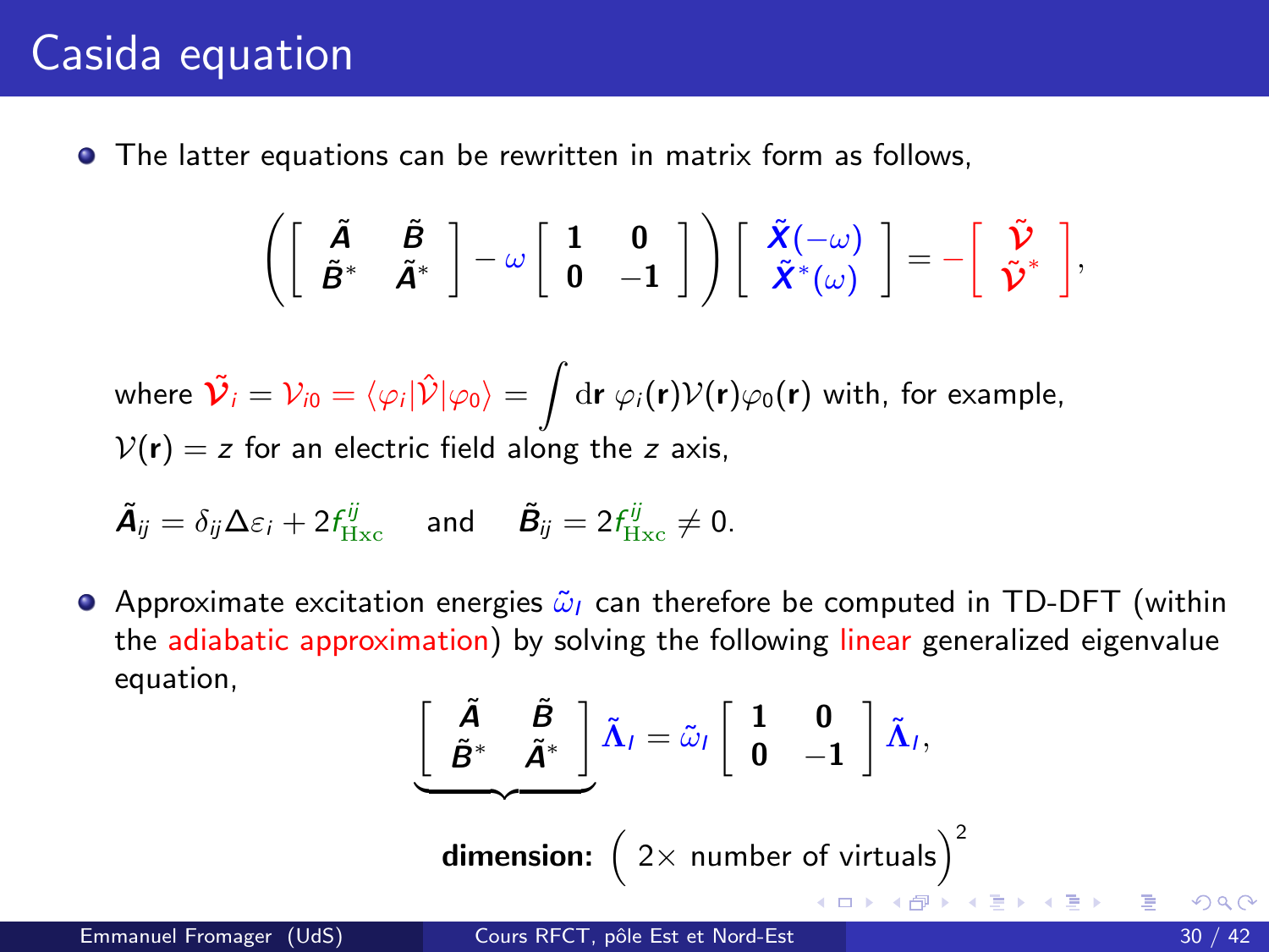# Casida equation

- The latter equations can be rewritten in matrix form as follows,

$$\left(\begin{bmatrix} \tilde{\boldsymbol{A}} & \tilde{\boldsymbol{B}} \\ \tilde{\boldsymbol{B}}^* & \tilde{\boldsymbol{A}}^* \end{bmatrix} - \omega \begin{bmatrix} \mathbf{1} & \mathbf{0} \\ \mathbf{0} & -\mathbf{1} \end{bmatrix}\right) \begin{bmatrix} \tilde{\boldsymbol{X}}(-\omega) \\ \tilde{\boldsymbol{X}}^*(\omega) \end{bmatrix} = -\begin{bmatrix} \tilde{\boldsymbol{\mathcal{V}}} \\ \tilde{\boldsymbol{\mathcal{V}}}^* \end{bmatrix},$$

where $\tilde{\boldsymbol{\mathcal{V}}}_i = \mathcal{V}_{i0} = \langle \varphi_i | \hat{\mathcal{V}} | \varphi_0 \rangle = \int \mathrm{d}\mathbf{r}\ \varphi_i(\mathbf{r}) \mathcal{V}(\mathbf{r}) \varphi_0(\mathbf{r})$ with, for example, $\mathcal{V}(\mathbf{r}) = z$ for an electric field along the $z$ axis,

$$\tilde{\boldsymbol{A}}_{ij} = \delta_{ij} \Delta\varepsilon_i + 2 f_{\mathrm{Hxc}}^{ij} \quad \text{and} \quad \tilde{\boldsymbol{B}}_{ij} = 2 f_{\mathrm{Hxc}}^{ij} \neq 0.$$

- Approximate excitation energies $\tilde{\omega}_I$ can therefore be computed in TD-DFT (within the adiabatic approximation) by solving the following linear generalized eigenvalue equation,

$$\underbrace{\begin{bmatrix} \tilde{\boldsymbol{A}} & \tilde{\boldsymbol{B}} \\ \tilde{\boldsymbol{B}}^* & \tilde{\boldsymbol{A}}^* \end{bmatrix}} \tilde{\boldsymbol{\Lambda}}_I = \tilde{\omega}_I \begin{bmatrix} \mathbf{1} & \mathbf{0} \\ \mathbf{0} & -\mathbf{1} \end{bmatrix} \tilde{\boldsymbol{\Lambda}}_I,$$

**dimension:** $\left( 2\times \text{ number of virtuals} \right)^2$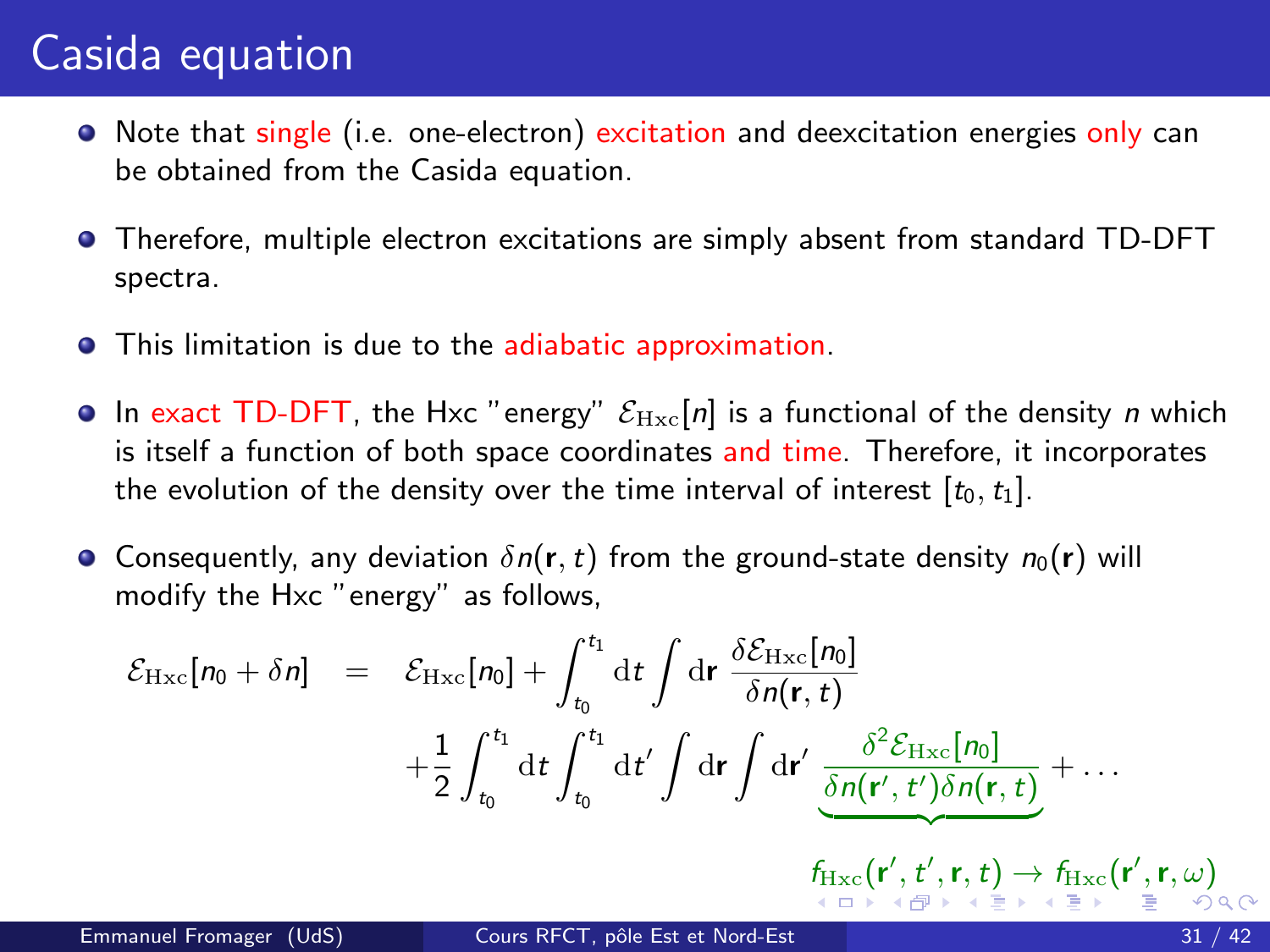# Casida equation

- Note that single (i.e. one-electron) excitation and deexcitation energies only can be obtained from the Casida equation.
- Therefore, multiple electron excitations are simply absent from standard TD-DFT spectra.
- This limitation is due to the adiabatic approximation.
- In exact TD-DFT, the Hxc "energy" $\mathcal{E}_{\rm Hxc}[n]$ is a functional of the density $n$ which is itself a function of both space coordinates and time. Therefore, it incorporates the evolution of the density over the time interval of interest $[t_0, t_1]$.
- Consequently, any deviation $\delta n(\mathbf{r}, t)$ from the ground-state density $n_0(\mathbf{r})$ will modify the Hxc "energy" as follows,

$$
\begin{aligned}
\mathcal{E}_{\rm Hxc}[n_0 + \delta n] \quad &= \quad \mathcal{E}_{\rm Hxc}[n_0] + \int_{t_0}^{t_1} {\rm d}t \int {\rm d}\mathbf{r}\; \frac{\delta \mathcal{E}_{\rm Hxc}[n_0]}{\delta n(\mathbf{r}, t)} \\
&\quad + \frac{1}{2} \int_{t_0}^{t_1} {\rm d}t \int_{t_0}^{t_1} {\rm d}t' \int {\rm d}\mathbf{r} \int {\rm d}\mathbf{r}'\; \underbrace{\frac{\delta^2 \mathcal{E}_{\rm Hxc}[n_0]}{\delta n(\mathbf{r}', t')\delta n(\mathbf{r}, t)}}_{f_{\rm Hxc}(\mathbf{r}', t', \mathbf{r}, t) \rightarrow f_{\rm Hxc}(\mathbf{r}', \mathbf{r}, \omega)} + \ldots
\end{aligned}
$$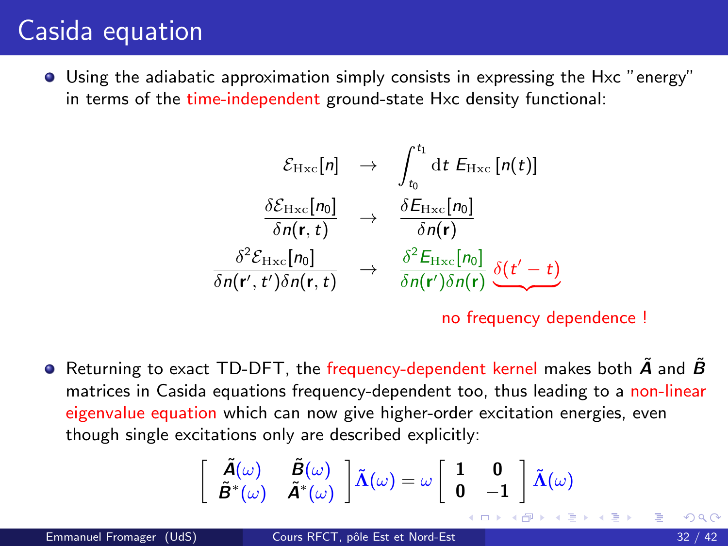# Casida equation

- Using the adiabatic approximation simply consists in expressing the Hxc "energy" in terms of the time-independent ground-state Hxc density functional:

$$
\begin{aligned}
\mathcal{E}_{\mathrm{Hxc}}[n] \quad &\rightarrow \quad \int_{t_0}^{t_1} \mathrm{d}t \; E_{\mathrm{Hxc}}\left[n(t)\right] \\
\frac{\delta \mathcal{E}_{\mathrm{Hxc}}[n_0]}{\delta n(\mathbf{r}, t)} \quad &\rightarrow \quad \frac{\delta E_{\mathrm{Hxc}}[n_0]}{\delta n(\mathbf{r})} \\
\frac{\delta^2 \mathcal{E}_{\mathrm{Hxc}}[n_0]}{\delta n(\mathbf{r}', t')\delta n(\mathbf{r}, t)} \quad &\rightarrow \quad \frac{\delta^2 E_{\mathrm{Hxc}}[n_0]}{\delta n(\mathbf{r}')\delta n(\mathbf{r})} \underbrace{\delta(t' - t)}
\end{aligned}
$$

no frequency dependence !

- Returning to exact TD-DFT, the frequency-dependent kernel makes both $\tilde{\boldsymbol{A}}$ and $\tilde{\boldsymbol{B}}$ matrices in Casida equations frequency-dependent too, thus leading to a non-linear eigenvalue equation which can now give higher-order excitation energies, even though single excitations only are described explicitly:

$$
\begin{bmatrix} \tilde{\boldsymbol{A}}(\omega) & \tilde{\boldsymbol{B}}(\omega) \\ \tilde{\boldsymbol{B}}^*(\omega) & \tilde{\boldsymbol{A}}^*(\omega) \end{bmatrix} \tilde{\boldsymbol{\Lambda}}(\omega) = \omega \begin{bmatrix} \mathbf{1} & \mathbf{0} \\ \mathbf{0} & -\mathbf{1} \end{bmatrix} \tilde{\boldsymbol{\Lambda}}(\omega)
$$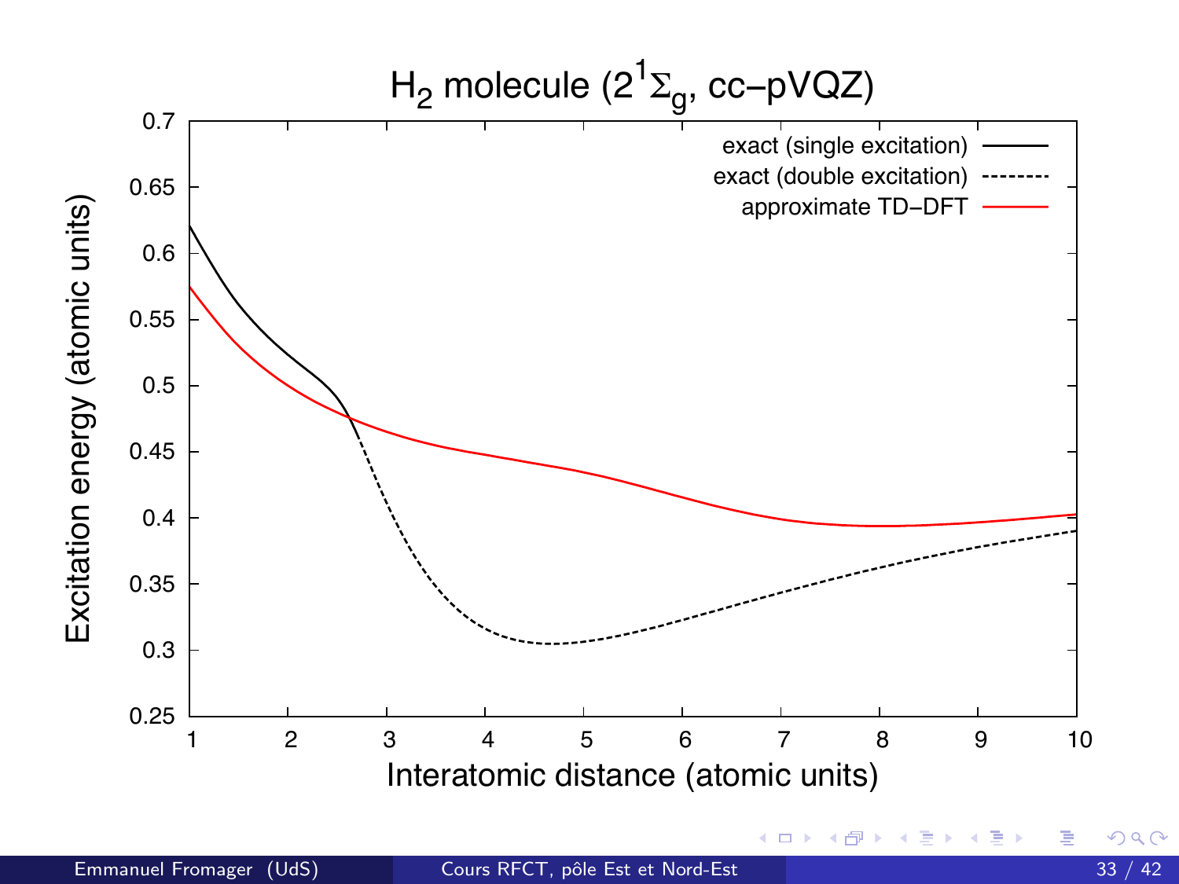# $H_2$ molecule ($2^1\Sigma_g$, cc−pVQZ)

Excitation energy (atomic units)

Interatomic distance (atomic units)

- exact (single excitation)
- exact (double excitation)
- approximate TD−DFT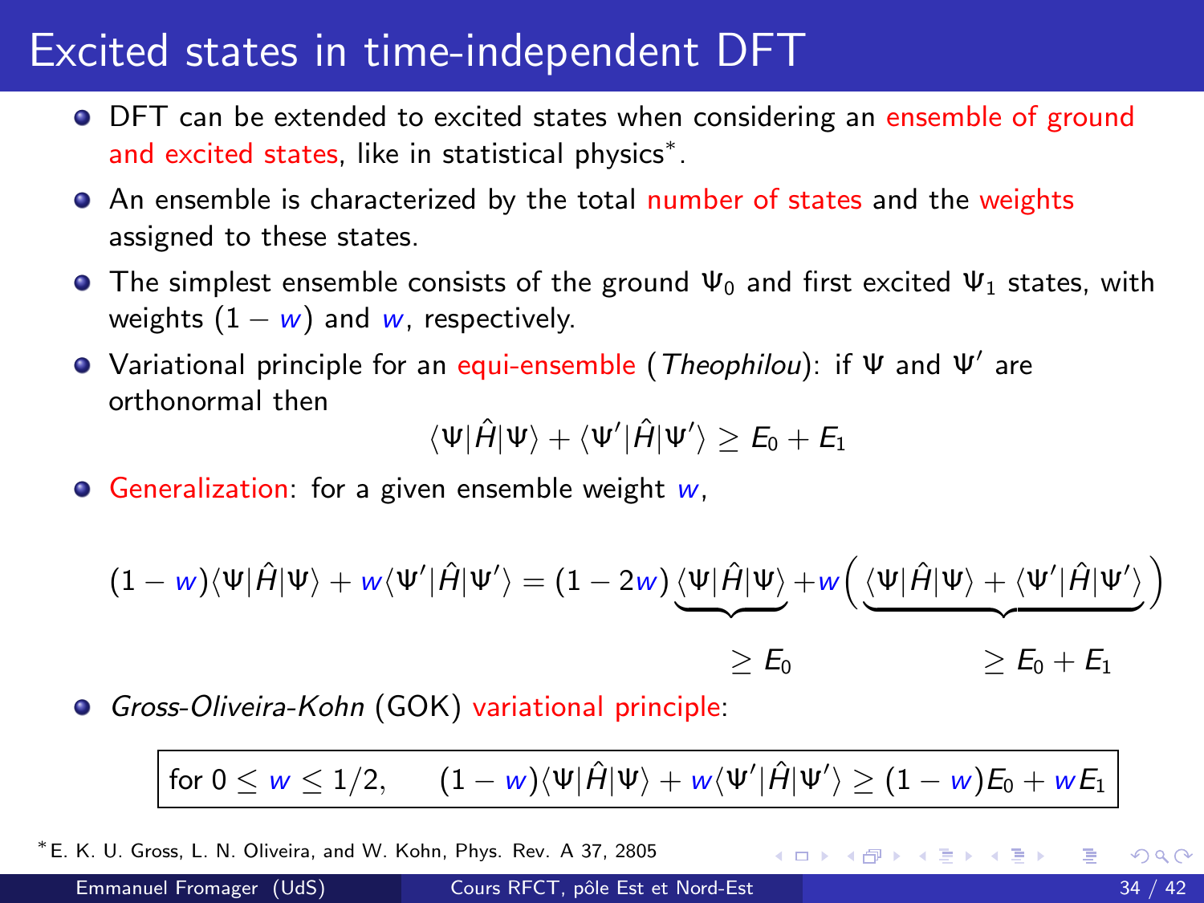# Excited states in time-independent DFT

- DFT can be extended to excited states when considering an ensemble of ground and excited states, like in statistical physics*.
- An ensemble is characterized by the total number of states and the weights assigned to these states.
- The simplest ensemble consists of the ground $\Psi_0$ and first excited $\Psi_1$ states, with weights $(1-w)$ and $w$, respectively.
- Variational principle for an equi-ensemble (*Theophilou*): if $\Psi$ and $\Psi'$ are orthonormal then

$$\langle\Psi|\hat{H}|\Psi\rangle + \langle\Psi'|\hat{H}|\Psi'\rangle \geq E_0 + E_1$$

- Generalization: for a given ensemble weight $w$,

$$(1-w)\langle\Psi|\hat{H}|\Psi\rangle + w\langle\Psi'|\hat{H}|\Psi'\rangle = (1-2w)\underbrace{\langle\Psi|\hat{H}|\Psi\rangle}_{\geq E_0} + w\Big(\underbrace{\langle\Psi|\hat{H}|\Psi\rangle + \langle\Psi'|\hat{H}|\Psi'\rangle}_{\geq E_0+E_1}\Big)$$

- *Gross-Oliveira-Kohn* (GOK) variational principle:

$$\boxed{\text{for } 0 \leq w \leq 1/2, \qquad (1-w)\langle\Psi|\hat{H}|\Psi\rangle + w\langle\Psi'|\hat{H}|\Psi'\rangle \geq (1-w)E_0 + wE_1}$$

*E. K. U. Gross, L. N. Oliveira, and W. Kohn, Phys. Rev. A 37, 2805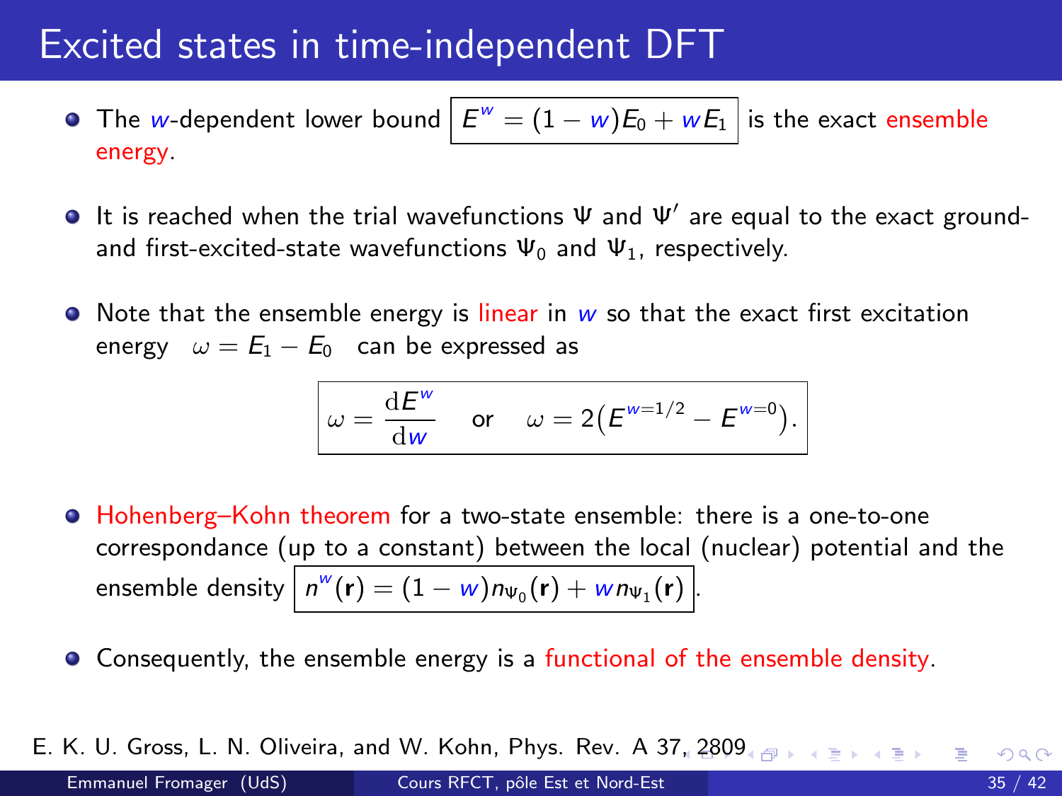# Excited states in time-independent DFT

- The $w$-dependent lower bound $\boxed{E^w = (1-w)E_0 + wE_1}$ is the exact ensemble energy.

- It is reached when the trial wavefunctions $\Psi$ and $\Psi'$ are equal to the exact ground- and first-excited-state wavefunctions $\Psi_0$ and $\Psi_1$, respectively.

- Note that the ensemble energy is linear in $w$ so that the exact first excitation energy $\omega = E_1 - E_0$ can be expressed as

$$\boxed{\omega = \frac{\mathrm{d}E^w}{\mathrm{d}w} \quad \text{or} \quad \omega = 2\left(E^{w=1/2} - E^{w=0}\right).}$$

- Hohenberg–Kohn theorem for a two-state ensemble: there is a one-to-one correspondance (up to a constant) between the local (nuclear) potential and the ensemble density $\boxed{n^w(\mathbf{r}) = (1-w)n_{\Psi_0}(\mathbf{r}) + w n_{\Psi_1}(\mathbf{r})}$.

- Consequently, the ensemble energy is a functional of the ensemble density.

E. K. U. Gross, L. N. Oliveira, and W. Kohn, Phys. Rev. A 37, 2809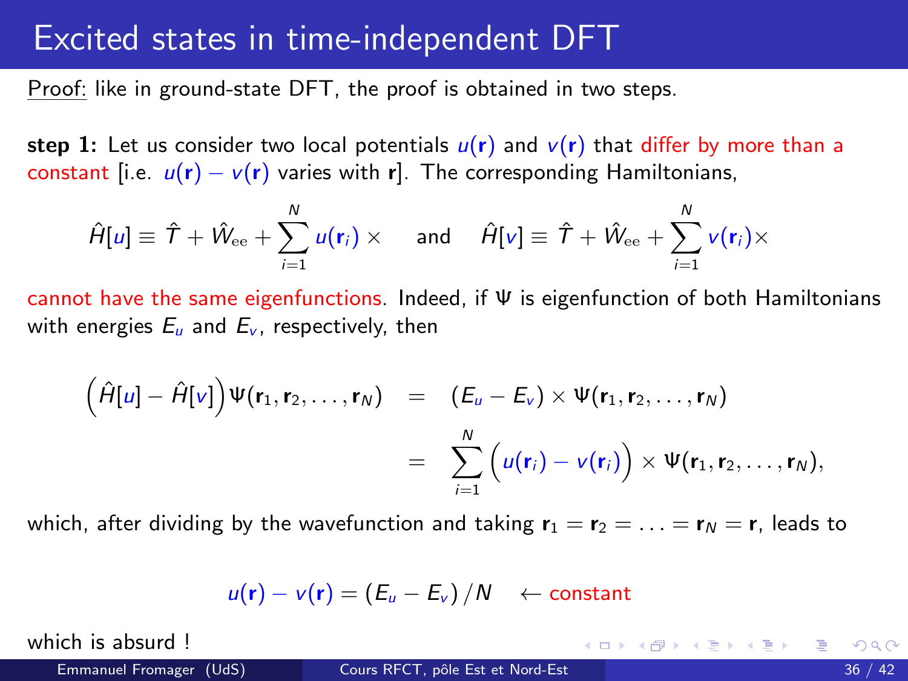# Excited states in time-independent DFT

Proof: like in ground-state DFT, the proof is obtained in two steps.

**step 1:** Let us consider two local potentials $u(\mathbf{r})$ and $v(\mathbf{r})$ that differ by more than a constant [i.e. $u(\mathbf{r}) - v(\mathbf{r})$ varies with $\mathbf{r}$]. The corresponding Hamiltonians,

$$\hat{H}[u] \equiv \hat{T} + \hat{W}_{\text{ee}} + \sum_{i=1}^{N} u(\mathbf{r}_i) \times \quad \text{and} \quad \hat{H}[v] \equiv \hat{T} + \hat{W}_{\text{ee}} + \sum_{i=1}^{N} v(\mathbf{r}_i) \times$$

cannot have the same eigenfunctions. Indeed, if $\Psi$ is eigenfunction of both Hamiltonians with energies $E_u$ and $E_v$, respectively, then

$$\begin{aligned}
\left(\hat{H}[u] - \hat{H}[v]\right)\Psi(\mathbf{r}_1, \mathbf{r}_2, \ldots, \mathbf{r}_N) &= (E_u - E_v) \times \Psi(\mathbf{r}_1, \mathbf{r}_2, \ldots, \mathbf{r}_N) \\
&= \sum_{i=1}^{N} \Big(u(\mathbf{r}_i) - v(\mathbf{r}_i)\Big) \times \Psi(\mathbf{r}_1, \mathbf{r}_2, \ldots, \mathbf{r}_N),
\end{aligned}$$

which, after dividing by the wavefunction and taking $\mathbf{r}_1 = \mathbf{r}_2 = \ldots = \mathbf{r}_N = \mathbf{r}$, leads to

$$u(\mathbf{r}) - v(\mathbf{r}) = (E_u - E_v)/N \quad \leftarrow \text{constant}$$

which is absurd !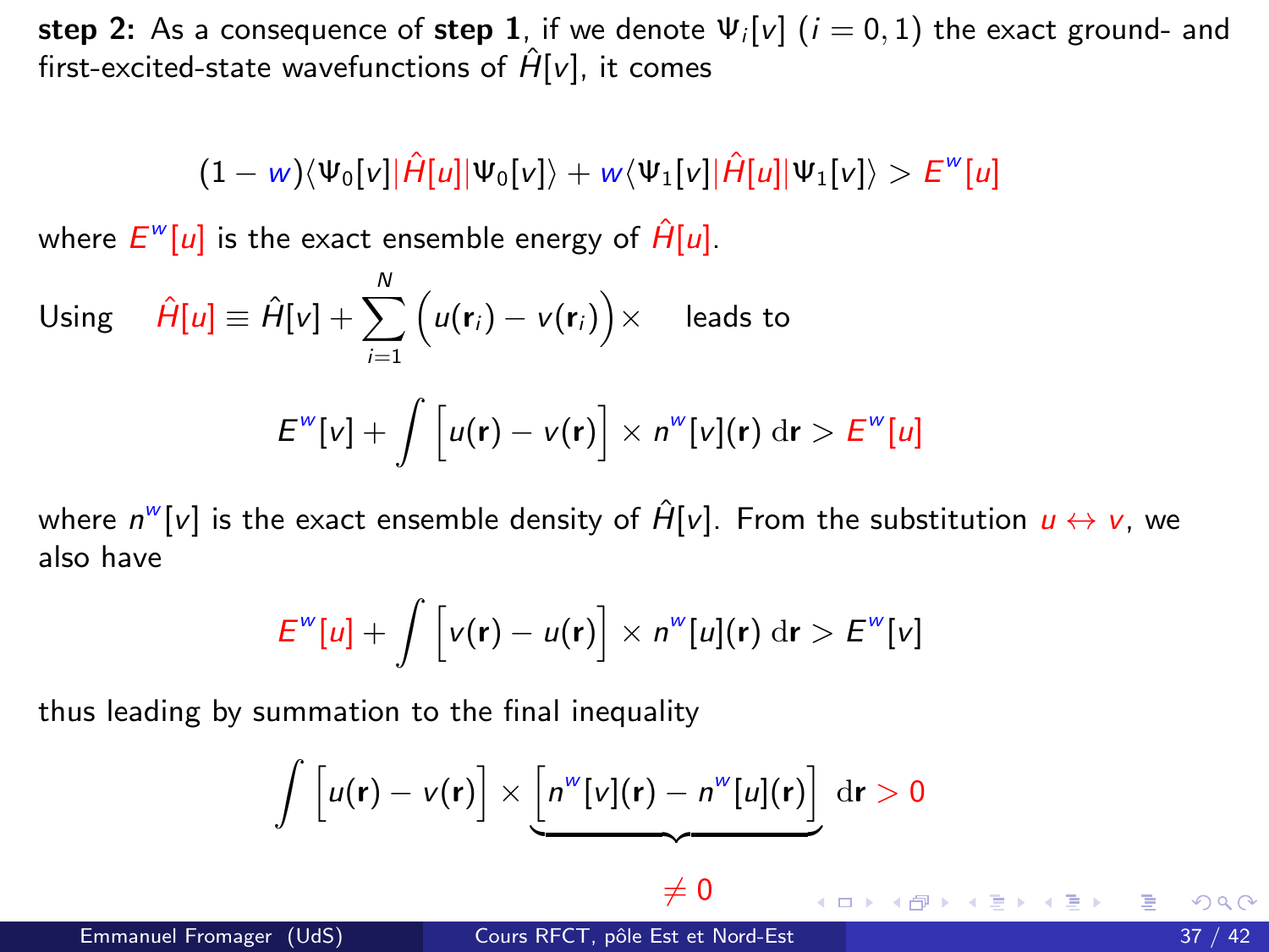**step 2:** As a consequence of **step 1**, if we denote $\Psi_i[v]$ ($i = 0, 1$) the exact ground- and first-excited-state wavefunctions of $\hat{H}[v]$, it comes

$$(1 - w)\langle \Psi_0[v]|\hat{H}[u]|\Psi_0[v]\rangle + w\langle \Psi_1[v]|\hat{H}[u]|\Psi_1[v]\rangle > E^w[u]$$

where $E^w[u]$ is the exact ensemble energy of $\hat{H}[u]$.

Using $\quad \hat{H}[u] \equiv \hat{H}[v] + \sum_{i=1}^{N} \Big(u(\mathbf{r}_i) - v(\mathbf{r}_i)\Big)\times \quad$ leads to

$$E^w[v] + \int \Big[u(\mathbf{r}) - v(\mathbf{r})\Big] \times n^w[v](\mathbf{r})\, \mathrm{d}\mathbf{r} > E^w[u]$$

where $n^w[v]$ is the exact ensemble density of $\hat{H}[v]$. From the substitution $u \leftrightarrow v$, we also have

$$E^w[u] + \int \Big[v(\mathbf{r}) - u(\mathbf{r})\Big] \times n^w[u](\mathbf{r})\, \mathrm{d}\mathbf{r} > E^w[v]$$

thus leading by summation to the final inequality

$$\int \Big[u(\mathbf{r}) - v(\mathbf{r})\Big] \times \underbrace{\Big[n^w[v](\mathbf{r}) - n^w[u](\mathbf{r})\Big]}_{\neq 0}\, \mathrm{d}\mathbf{r} > 0$$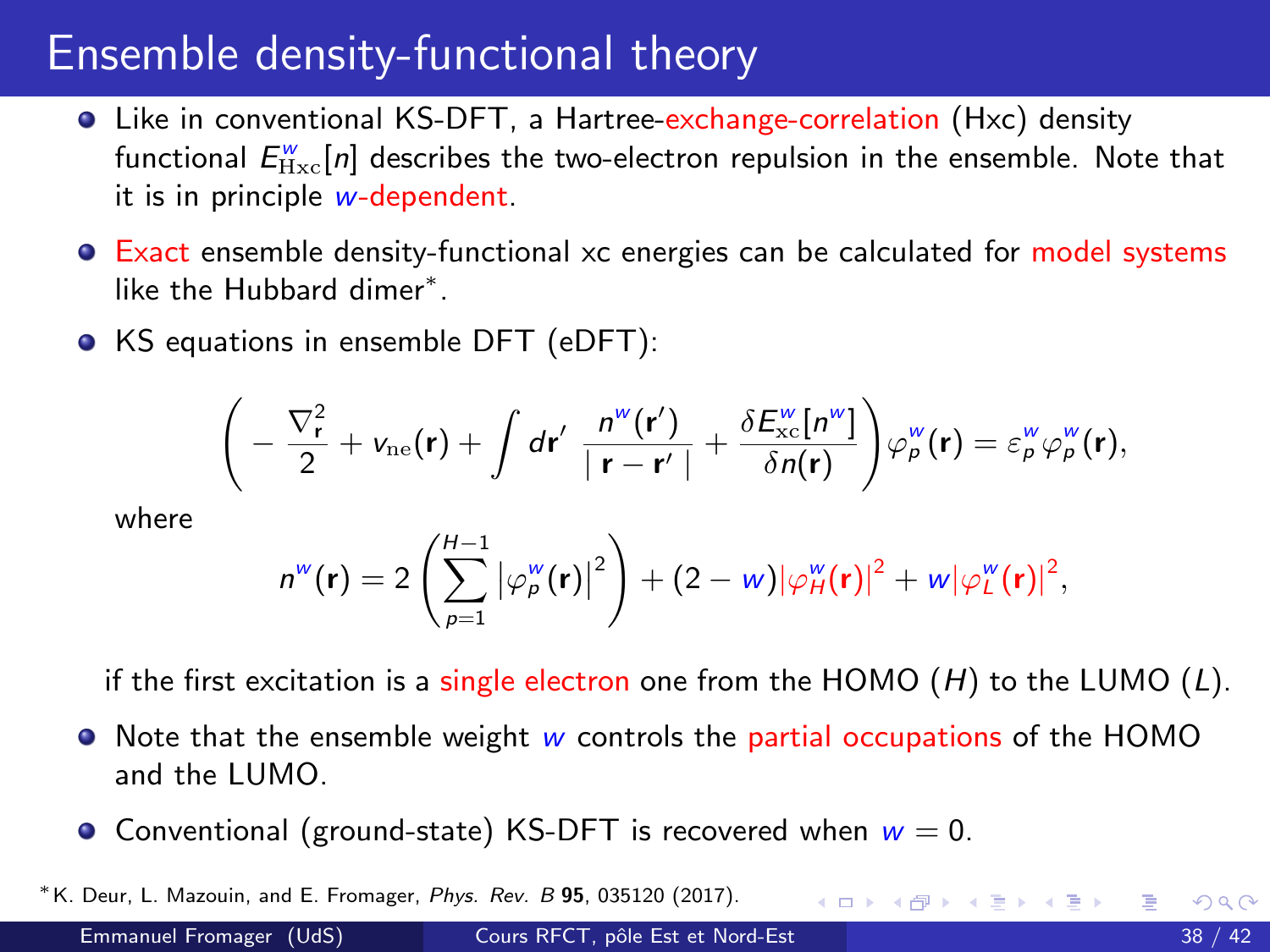# Ensemble density-functional theory

- Like in conventional KS-DFT, a Hartree-exchange-correlation (Hxc) density functional $E^{w}_{\rm Hxc}[n]$ describes the two-electron repulsion in the ensemble. Note that it is in principle $w$-dependent.
- Exact ensemble density-functional xc energies can be calculated for model systems like the Hubbard dimer*.
- KS equations in ensemble DFT (eDFT):

$$\left( -\frac{\nabla^2_{\mathbf{r}}}{2} + v_{\rm ne}(\mathbf{r}) + \int d\mathbf{r}' \; \frac{n^w(\mathbf{r}')}{\mid \mathbf{r} - \mathbf{r}' \mid} + \frac{\delta E^w_{\rm xc}[n^w]}{\delta n(\mathbf{r})} \right) \varphi^w_p(\mathbf{r}) = \varepsilon^w_p \varphi^w_p(\mathbf{r}),$$

  where

$$n^w(\mathbf{r}) = 2 \left( \sum_{p=1}^{H-1} \left| \varphi^w_p(\mathbf{r}) \right|^2 \right) + (2 - w) |\varphi^w_H(\mathbf{r})|^2 + w |\varphi^w_L(\mathbf{r})|^2,$$

  if the first excitation is a single electron one from the HOMO ($H$) to the LUMO ($L$).

- Note that the ensemble weight $w$ controls the partial occupations of the HOMO and the LUMO.
- Conventional (ground-state) KS-DFT is recovered when $w = 0$.

*K. Deur, L. Mazouin, and E. Fromager, *Phys. Rev. B* **95**, 035120 (2017).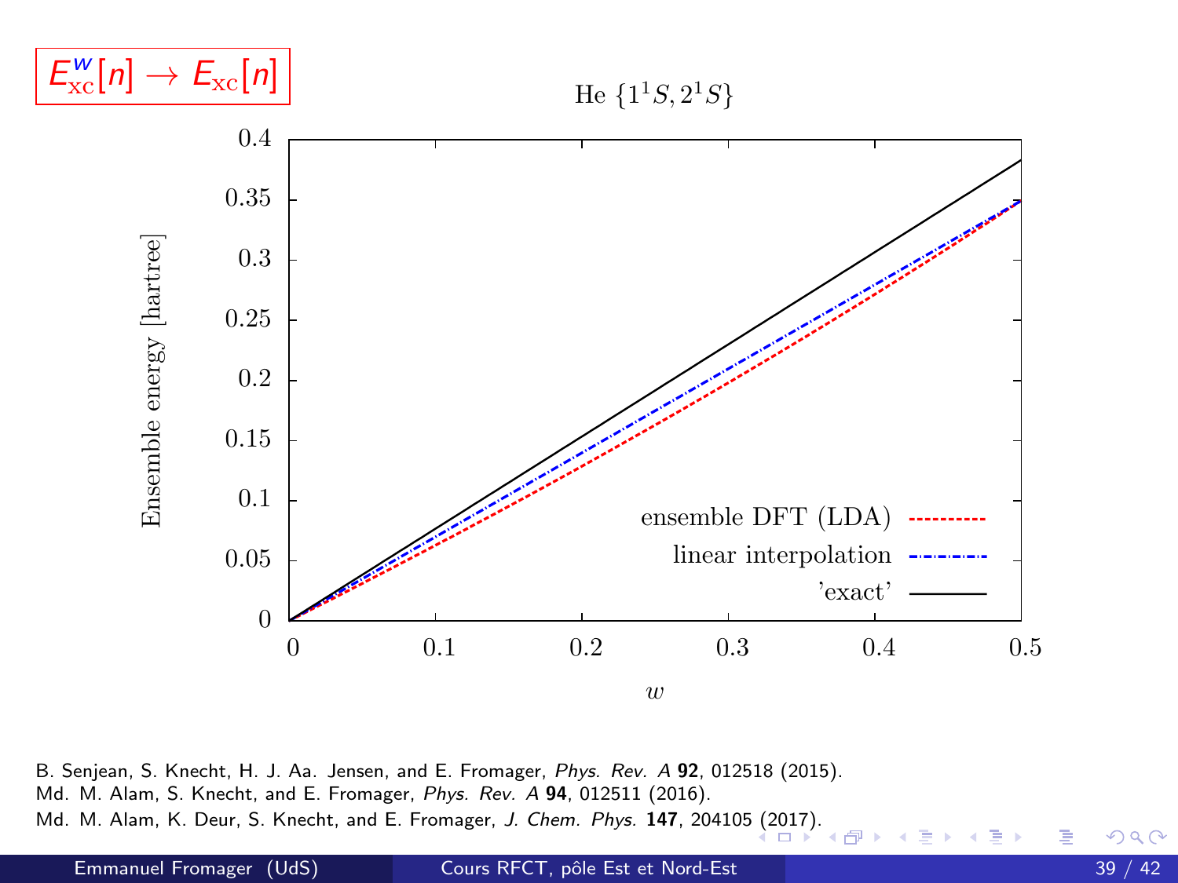$E_{\rm xc}^{w}[n] \rightarrow E_{\rm xc}[n]$

He $\{1^1S, 2^1S\}$

Ensemble energy [hartree] vs. $w$

ensemble DFT (LDA)

linear interpolation

'exact'

B. Senjean, S. Knecht, H. J. Aa. Jensen, and E. Fromager, *Phys. Rev. A* **92**, 012518 (2015).
Md. M. Alam, S. Knecht, and E. Fromager, *Phys. Rev. A* **94**, 012511 (2016).
Md. M. Alam, K. Deur, S. Knecht, and E. Fromager, *J. Chem. Phys.* **147**, 204105 (2017).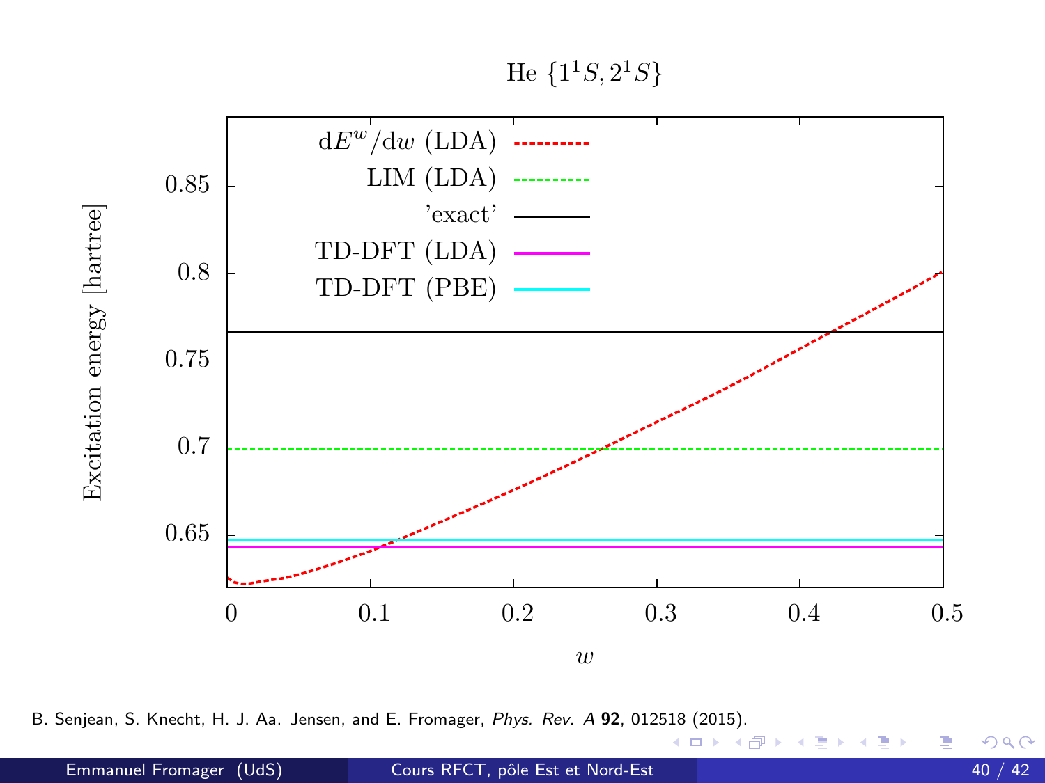He $\{1^1S, 2^1S\}$

- $\mathrm{d}E^w/\mathrm{d}w$ (LDA)
- LIM (LDA)
- 'exact'
- TD-DFT (LDA)
- TD-DFT (PBE)

Excitation energy [hartree]

$w$

B. Senjean, S. Knecht, H. J. Aa. Jensen, and E. Fromager, *Phys. Rev. A* **92**, 012518 (2015).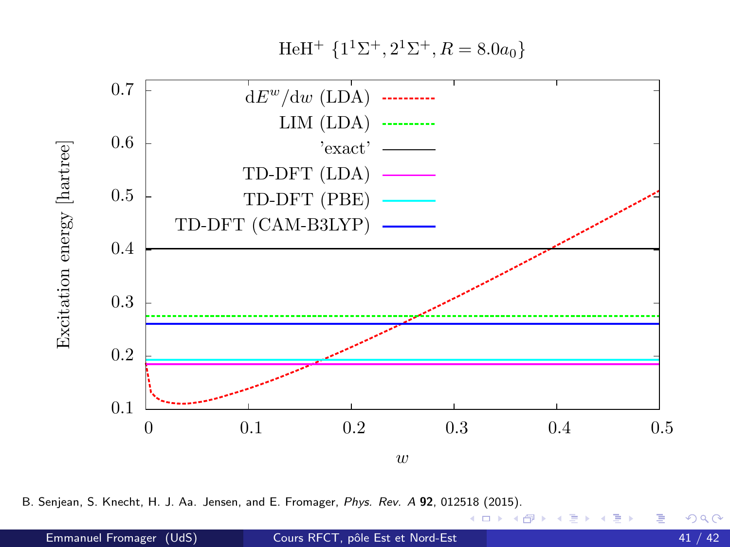HeH$^+$ $\{1^1\Sigma^+, 2^1\Sigma^+, R = 8.0a_0\}$

B. Senjean, S. Knecht, H. J. Aa. Jensen, and E. Fromager, *Phys. Rev. A* **92**, 012518 (2015).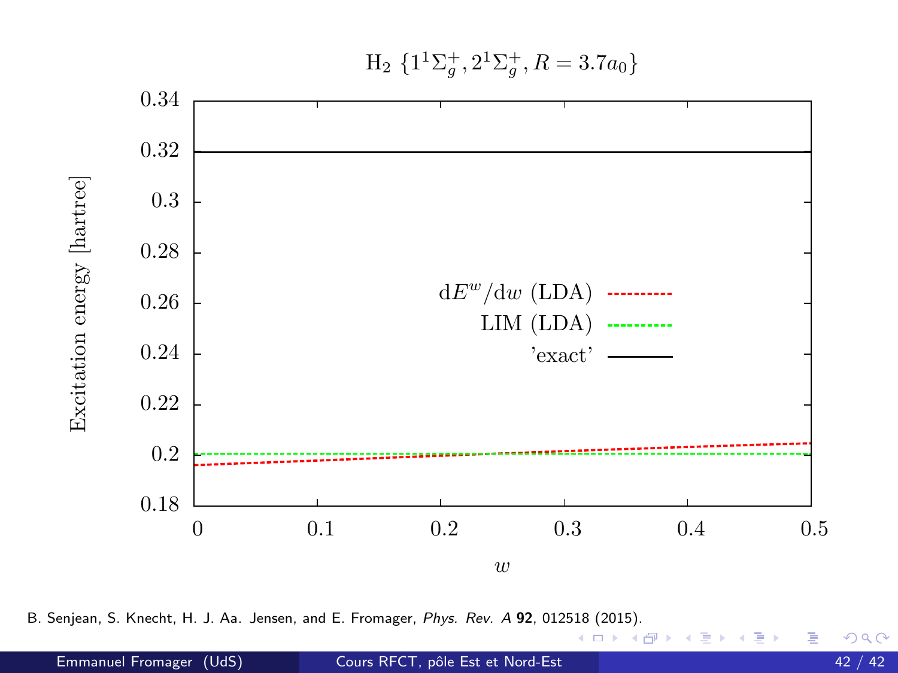$H_2$ $\{1^1\Sigma_g^+, 2^1\Sigma_g^+, R = 3.7a_0\}$

Excitation energy [hartree]

0.34
0.32
0.3
0.28
0.26
0.24
0.22
0.2
0.18

0
0.1
0.2
0.3
0.4
0.5

$w$

$\mathrm{d}E^w/\mathrm{d}w$ (LDA)

LIM (LDA)

'exact'

B. Senjean, S. Knecht, H. J. Aa. Jensen, and E. Fromager, *Phys. Rev. A* **92**, 012518 (2015).